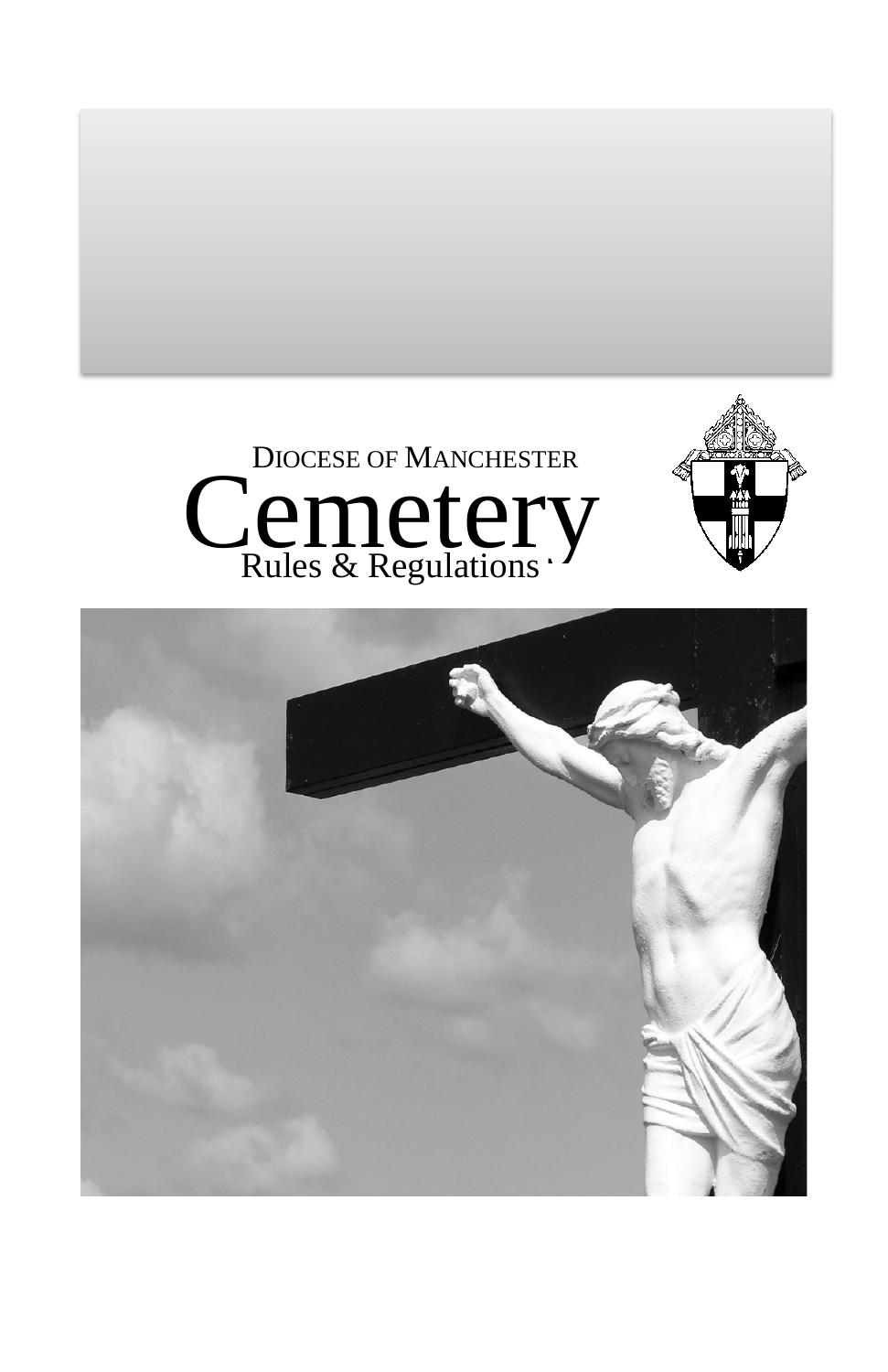DIOCESE OF MANCHESTER

# Cemetery

## Rules & Regulations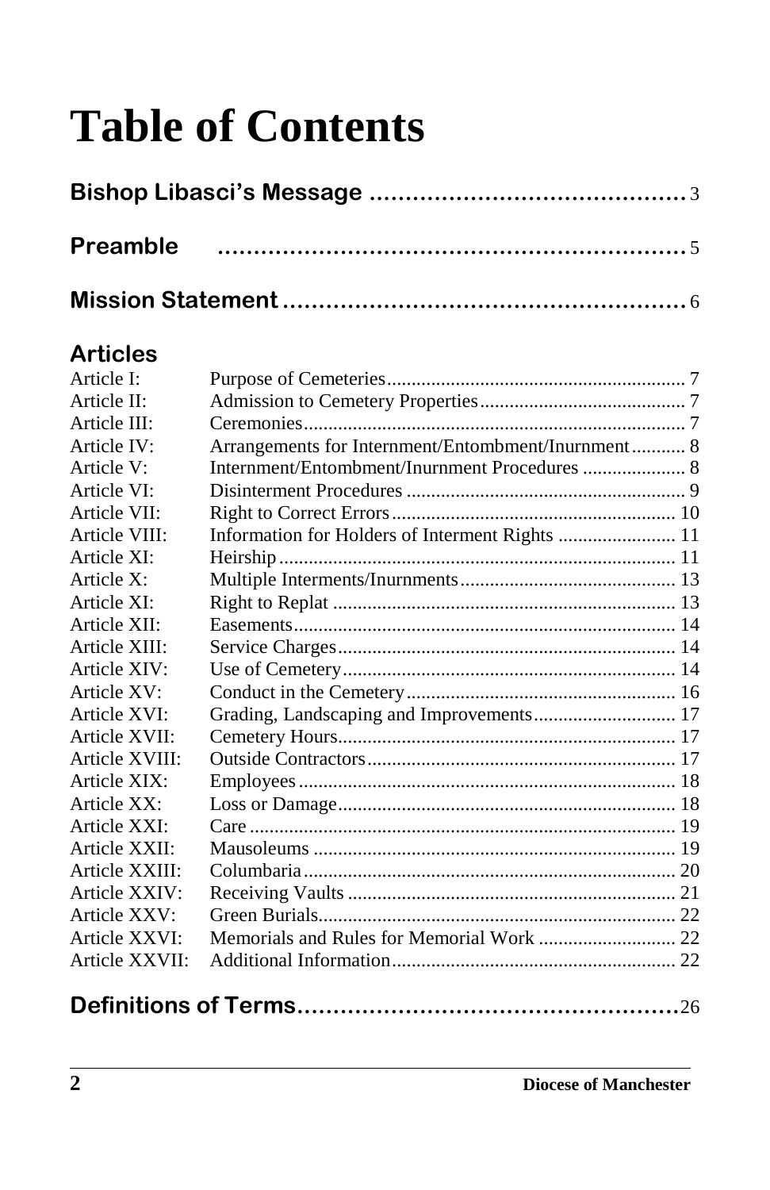# Table of Contents

| | | |
|---|---|---|
| **Bishop Libasci's Message** | | 3 |
| **Preamble** | | 5 |
| **Mission Statement** | | 6 |

## Articles

| | | |
|---|---|---|
| Article I: | Purpose of Cemeteries | 7 |
| Article II: | Admission to Cemetery Properties | 7 |
| Article III: | Ceremonies | 7 |
| Article IV: | Arrangements for Internment/Entombment/Inurnment | 8 |
| Article V: | Internment/Entombment/Inurnment Procedures | 8 |
| Article VI: | Disinterment Procedures | 9 |
| Article VII: | Right to Correct Errors | 10 |
| Article VIII: | Information for Holders of Interment Rights | 11 |
| Article XI: | Heirship | 11 |
| Article X: | Multiple Interments/Inurnments | 13 |
| Article XI: | Right to Replat | 13 |
| Article XII: | Easements | 14 |
| Article XIII: | Service Charges | 14 |
| Article XIV: | Use of Cemetery | 14 |
| Article XV: | Conduct in the Cemetery | 16 |
| Article XVI: | Grading, Landscaping and Improvements | 17 |
| Article XVII: | Cemetery Hours | 17 |
| Article XVIII: | Outside Contractors | 17 |
| Article XIX: | Employees | 18 |
| Article XX: | Loss or Damage | 18 |
| Article XXI: | Care | 19 |
| Article XXII: | Mausoleums | 19 |
| Article XXIII: | Columbaria | 20 |
| Article XXIV: | Receiving Vaults | 21 |
| Article XXV: | Green Burials | 22 |
| Article XXVI: | Memorials and Rules for Memorial Work | 22 |
| Article XXVII: | Additional Information | 22 |

| | |
|---|---|
| **Definitions of Terms** | 26 |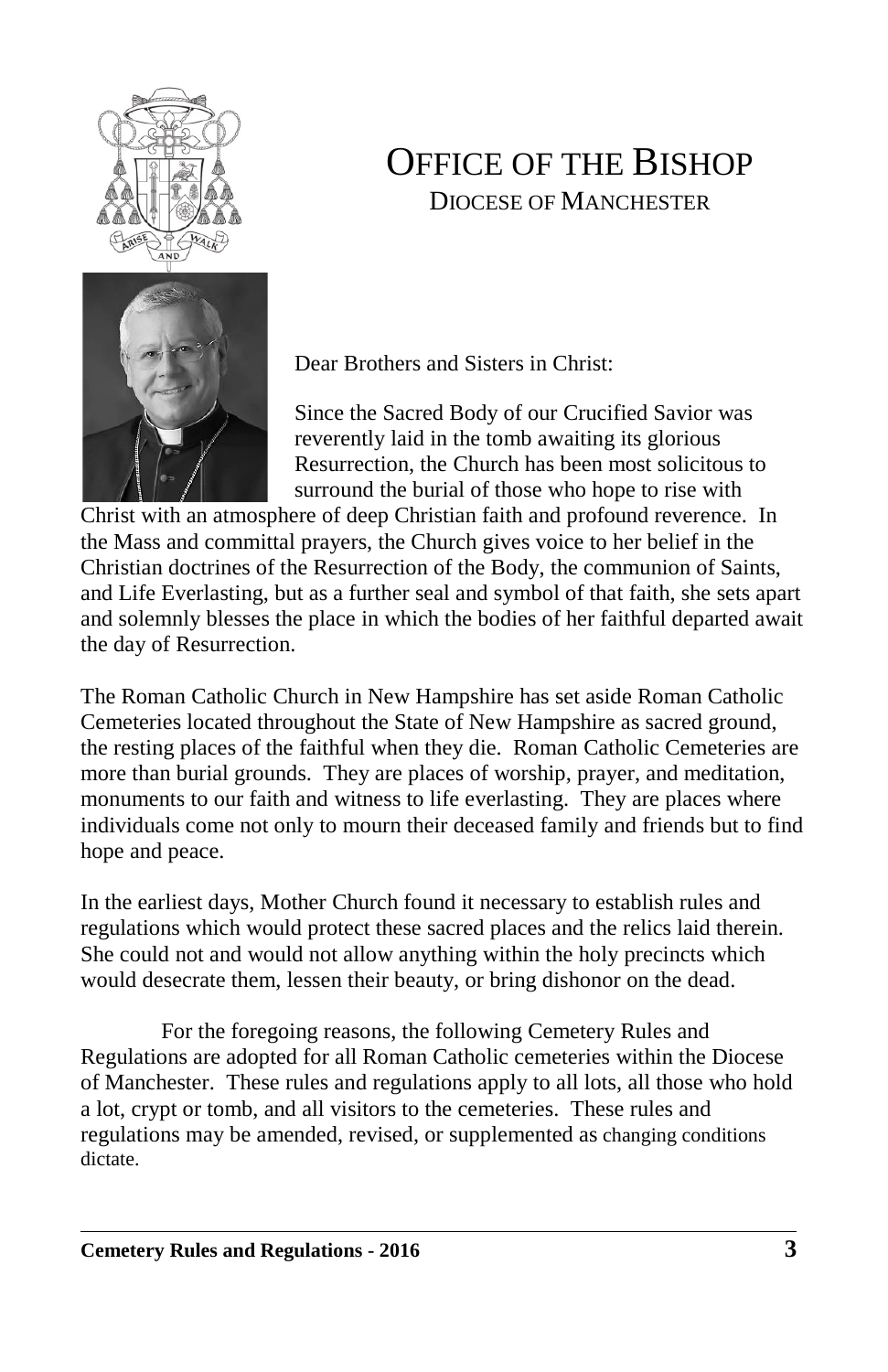# OFFICE OF THE BISHOP

## DIOCESE OF MANCHESTER

Dear Brothers and Sisters in Christ:

Since the Sacred Body of our Crucified Savior was reverently laid in the tomb awaiting its glorious Resurrection, the Church has been most solicitous to surround the burial of those who hope to rise with Christ with an atmosphere of deep Christian faith and profound reverence. In the Mass and committal prayers, the Church gives voice to her belief in the Christian doctrines of the Resurrection of the Body, the communion of Saints, and Life Everlasting, but as a further seal and symbol of that faith, she sets apart and solemnly blesses the place in which the bodies of her faithful departed await the day of Resurrection.

The Roman Catholic Church in New Hampshire has set aside Roman Catholic Cemeteries located throughout the State of New Hampshire as sacred ground, the resting places of the faithful when they die. Roman Catholic Cemeteries are more than burial grounds. They are places of worship, prayer, and meditation, monuments to our faith and witness to life everlasting. They are places where individuals come not only to mourn their deceased family and friends but to find hope and peace.

In the earliest days, Mother Church found it necessary to establish rules and regulations which would protect these sacred places and the relics laid therein. She could not and would not allow anything within the holy precincts which would desecrate them, lessen their beauty, or bring dishonor on the dead.

For the foregoing reasons, the following Cemetery Rules and Regulations are adopted for all Roman Catholic cemeteries within the Diocese of Manchester. These rules and regulations apply to all lots, all those who hold a lot, crypt or tomb, and all visitors to the cemeteries. These rules and regulations may be amended, revised, or supplemented as changing conditions dictate.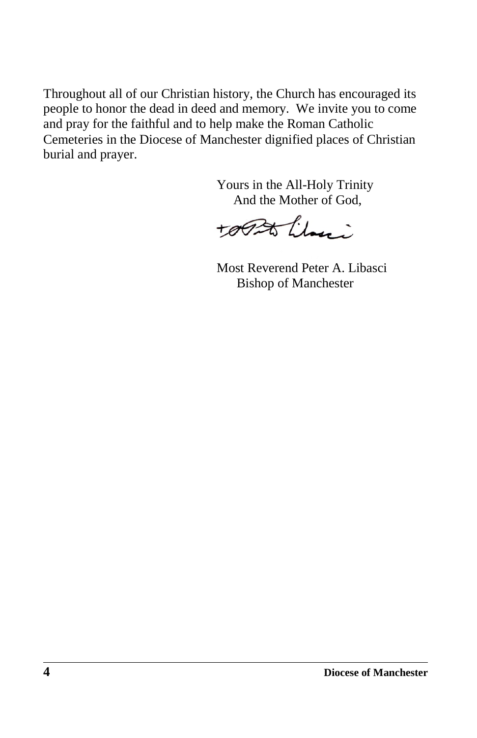Throughout all of our Christian history, the Church has encouraged its people to honor the dead in deed and memory. We invite you to come and pray for the faithful and to help make the Roman Catholic Cemeteries in the Diocese of Manchester dignified places of Christian burial and prayer.

Yours in the All-Holy Trinity
And the Mother of God,

+Peter Libasci

Most Reverend Peter A. Libasci
Bishop of Manchester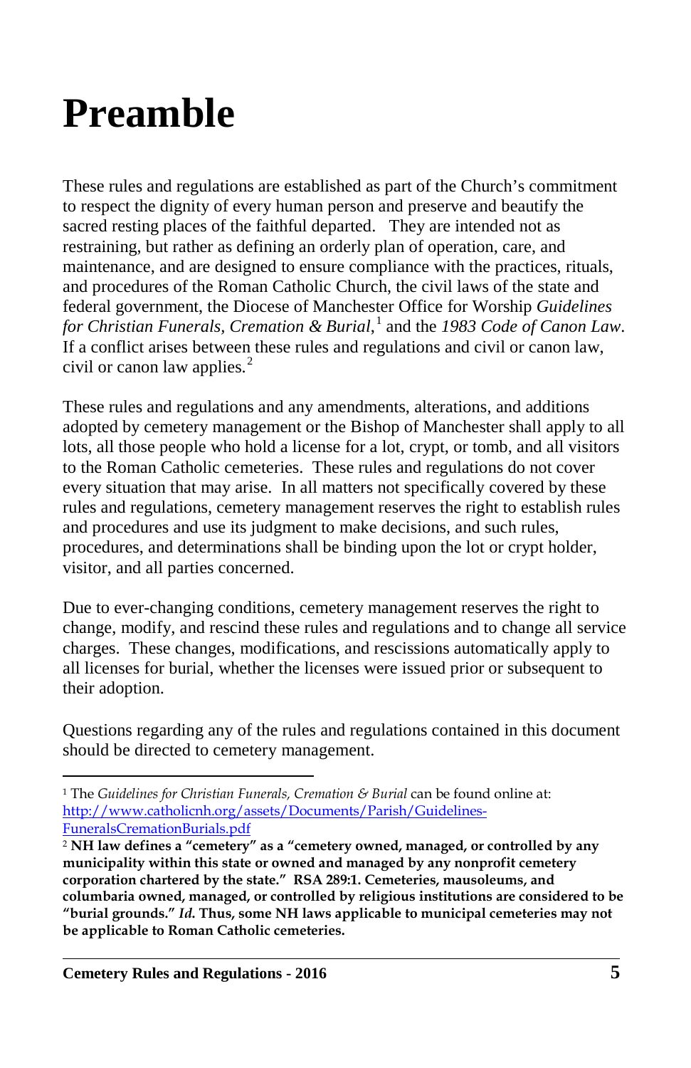# Preamble

These rules and regulations are established as part of the Church's commitment to respect the dignity of every human person and preserve and beautify the sacred resting places of the faithful departed. They are intended not as restraining, but rather as defining an orderly plan of operation, care, and maintenance, and are designed to ensure compliance with the practices, rituals, and procedures of the Roman Catholic Church, the civil laws of the state and federal government, the Diocese of Manchester Office for Worship *Guidelines for Christian Funerals, Cremation & Burial*,[1] and the *1983 Code of Canon Law*. If a conflict arises between these rules and regulations and civil or canon law, civil or canon law applies.[2]

These rules and regulations and any amendments, alterations, and additions adopted by cemetery management or the Bishop of Manchester shall apply to all lots, all those people who hold a license for a lot, crypt, or tomb, and all visitors to the Roman Catholic cemeteries. These rules and regulations do not cover every situation that may arise. In all matters not specifically covered by these rules and regulations, cemetery management reserves the right to establish rules and procedures and use its judgment to make decisions, and such rules, procedures, and determinations shall be binding upon the lot or crypt holder, visitor, and all parties concerned.

Due to ever-changing conditions, cemetery management reserves the right to change, modify, and rescind these rules and regulations and to change all service charges. These changes, modifications, and rescissions automatically apply to all licenses for burial, whether the licenses were issued prior or subsequent to their adoption.

Questions regarding any of the rules and regulations contained in this document should be directed to cemetery management.

---

[1] The *Guidelines for Christian Funerals, Cremation & Burial* can be found online at: http://www.catholicnh.org/assets/Documents/Parish/Guidelines-FuneralsCremationBurials.pdf

[2] **NH law defines a "cemetery" as a "cemetery owned, managed, or controlled by any municipality within this state or owned and managed by any nonprofit cemetery corporation chartered by the state." RSA 289:1. Cemeteries, mausoleums, and columbaria owned, managed, or controlled by religious institutions are considered to be "burial grounds."** ***Id.*** **Thus, some NH laws applicable to municipal cemeteries may not be applicable to Roman Catholic cemeteries.**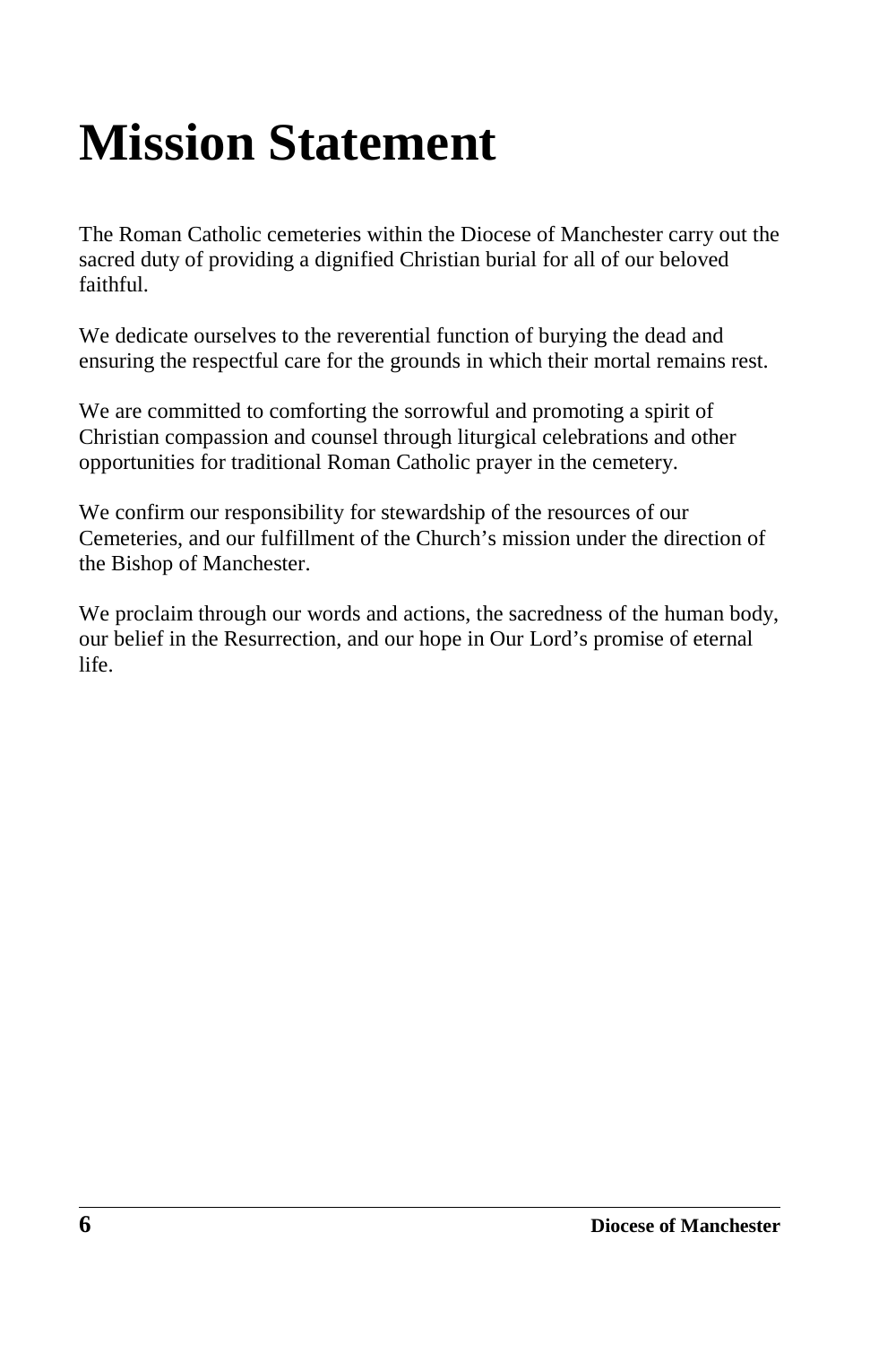# Mission Statement

The Roman Catholic cemeteries within the Diocese of Manchester carry out the sacred duty of providing a dignified Christian burial for all of our beloved faithful.

We dedicate ourselves to the reverential function of burying the dead and ensuring the respectful care for the grounds in which their mortal remains rest.

We are committed to comforting the sorrowful and promoting a spirit of Christian compassion and counsel through liturgical celebrations and other opportunities for traditional Roman Catholic prayer in the cemetery.

We confirm our responsibility for stewardship of the resources of our Cemeteries, and our fulfillment of the Church's mission under the direction of the Bishop of Manchester.

We proclaim through our words and actions, the sacredness of the human body, our belief in the Resurrection, and our hope in Our Lord's promise of eternal life.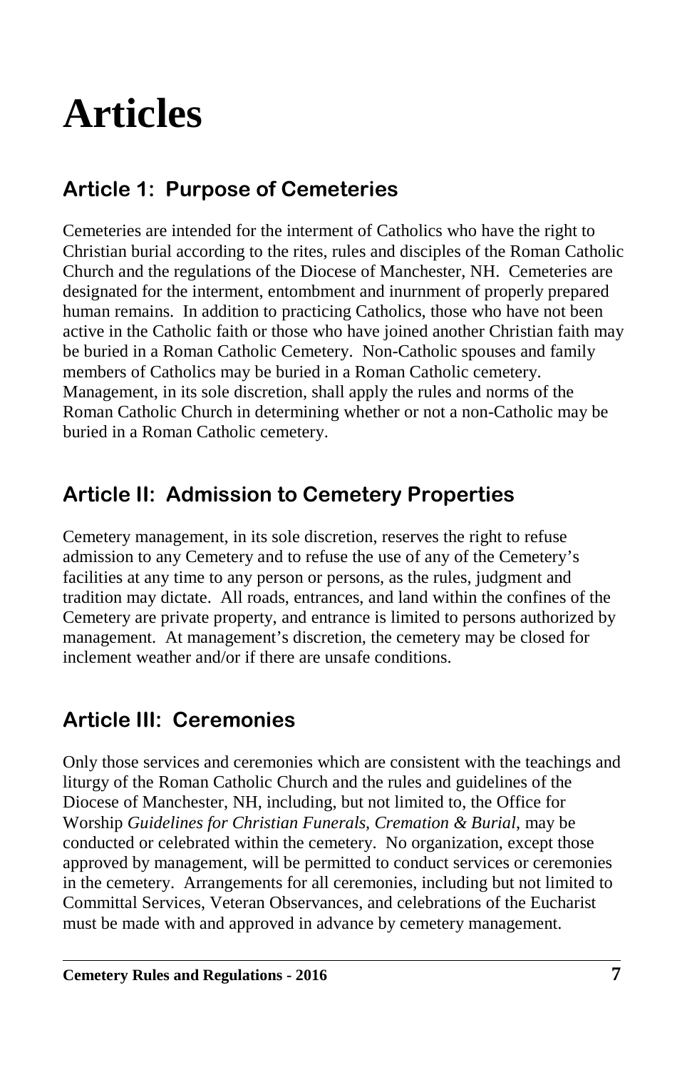# Articles

## Article 1: Purpose of Cemeteries

Cemeteries are intended for the interment of Catholics who have the right to Christian burial according to the rites, rules and disciples of the Roman Catholic Church and the regulations of the Diocese of Manchester, NH. Cemeteries are designated for the interment, entombment and inurnment of properly prepared human remains. In addition to practicing Catholics, those who have not been active in the Catholic faith or those who have joined another Christian faith may be buried in a Roman Catholic Cemetery. Non-Catholic spouses and family members of Catholics may be buried in a Roman Catholic cemetery. Management, in its sole discretion, shall apply the rules and norms of the Roman Catholic Church in determining whether or not a non-Catholic may be buried in a Roman Catholic cemetery.

## Article II: Admission to Cemetery Properties

Cemetery management, in its sole discretion, reserves the right to refuse admission to any Cemetery and to refuse the use of any of the Cemetery's facilities at any time to any person or persons, as the rules, judgment and tradition may dictate. All roads, entrances, and land within the confines of the Cemetery are private property, and entrance is limited to persons authorized by management. At management's discretion, the cemetery may be closed for inclement weather and/or if there are unsafe conditions.

## Article III: Ceremonies

Only those services and ceremonies which are consistent with the teachings and liturgy of the Roman Catholic Church and the rules and guidelines of the Diocese of Manchester, NH, including, but not limited to, the Office for Worship *Guidelines for Christian Funerals, Cremation & Burial*, may be conducted or celebrated within the cemetery. No organization, except those approved by management, will be permitted to conduct services or ceremonies in the cemetery. Arrangements for all ceremonies, including but not limited to Committal Services, Veteran Observances, and celebrations of the Eucharist must be made with and approved in advance by cemetery management.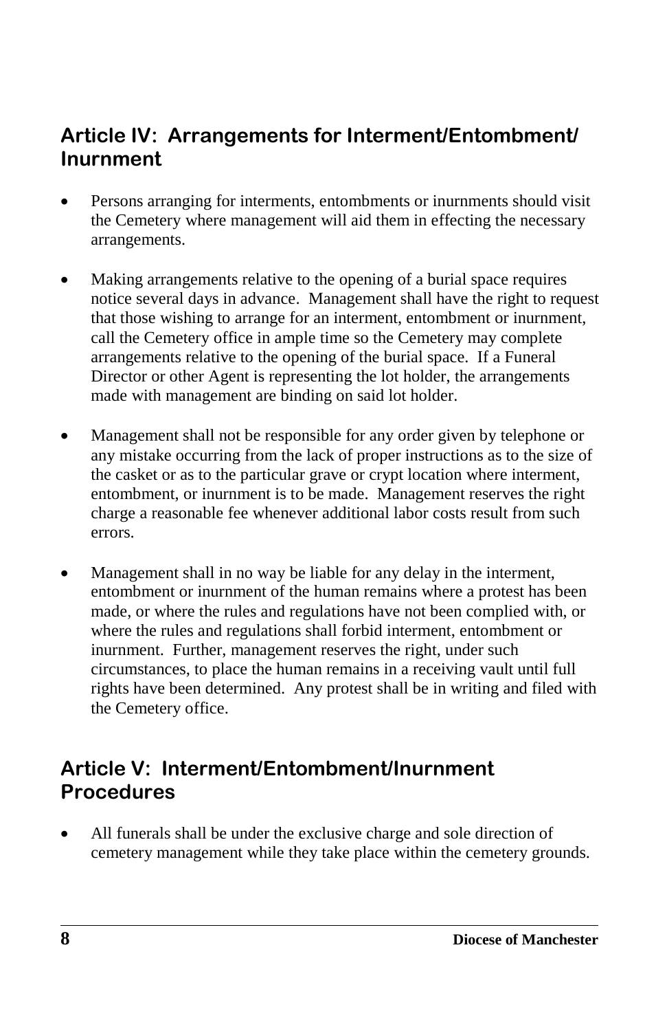## Article IV: Arrangements for Interment/Entombment/ Inurnment

- Persons arranging for interments, entombments or inurnments should visit the Cemetery where management will aid them in effecting the necessary arrangements.
- Making arrangements relative to the opening of a burial space requires notice several days in advance. Management shall have the right to request that those wishing to arrange for an interment, entombment or inurnment, call the Cemetery office in ample time so the Cemetery may complete arrangements relative to the opening of the burial space. If a Funeral Director or other Agent is representing the lot holder, the arrangements made with management are binding on said lot holder.
- Management shall not be responsible for any order given by telephone or any mistake occurring from the lack of proper instructions as to the size of the casket or as to the particular grave or crypt location where interment, entombment, or inurnment is to be made. Management reserves the right charge a reasonable fee whenever additional labor costs result from such errors.
- Management shall in no way be liable for any delay in the interment, entombment or inurnment of the human remains where a protest has been made, or where the rules and regulations have not been complied with, or where the rules and regulations shall forbid interment, entombment or inurnment. Further, management reserves the right, under such circumstances, to place the human remains in a receiving vault until full rights have been determined. Any protest shall be in writing and filed with the Cemetery office.

## Article V: Interment/Entombment/Inurnment Procedures

- All funerals shall be under the exclusive charge and sole direction of cemetery management while they take place within the cemetery grounds.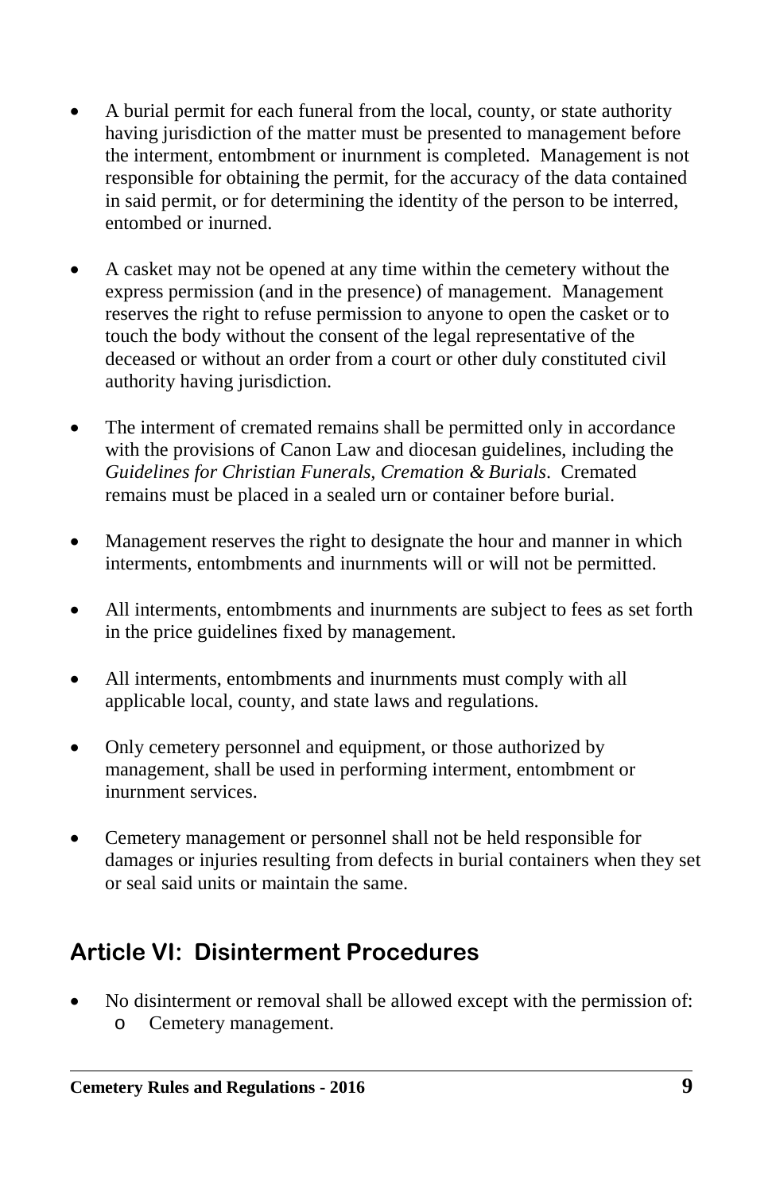- A burial permit for each funeral from the local, county, or state authority having jurisdiction of the matter must be presented to management before the interment, entombment or inurnment is completed. Management is not responsible for obtaining the permit, for the accuracy of the data contained in said permit, or for determining the identity of the person to be interred, entombed or inurned.

- A casket may not be opened at any time within the cemetery without the express permission (and in the presence) of management. Management reserves the right to refuse permission to anyone to open the casket or to touch the body without the consent of the legal representative of the deceased or without an order from a court or other duly constituted civil authority having jurisdiction.

- The interment of cremated remains shall be permitted only in accordance with the provisions of Canon Law and diocesan guidelines, including the *Guidelines for Christian Funerals, Cremation & Burials*. Cremated remains must be placed in a sealed urn or container before burial.

- Management reserves the right to designate the hour and manner in which interments, entombments and inurnments will or will not be permitted.

- All interments, entombments and inurnments are subject to fees as set forth in the price guidelines fixed by management.

- All interments, entombments and inurnments must comply with all applicable local, county, and state laws and regulations.

- Only cemetery personnel and equipment, or those authorized by management, shall be used in performing interment, entombment or inurnment services.

- Cemetery management or personnel shall not be held responsible for damages or injuries resulting from defects in burial containers when they set or seal said units or maintain the same.

## Article VI: Disinterment Procedures

- No disinterment or removal shall be allowed except with the permission of:
  - Cemetery management.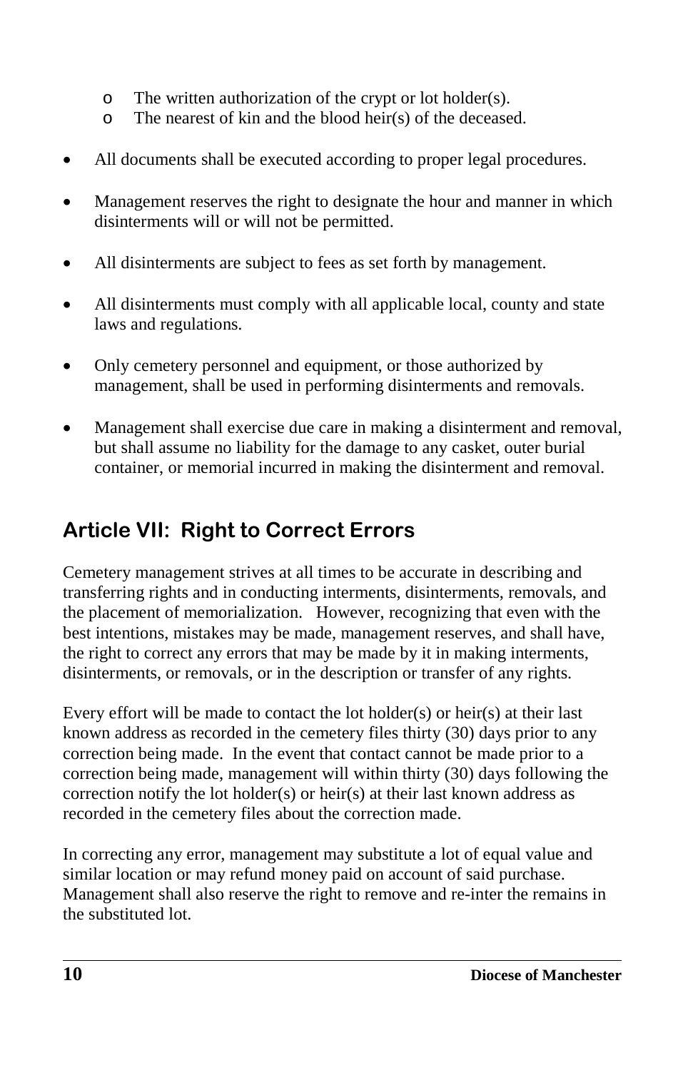- The written authorization of the crypt or lot holder(s).
    - The nearest of kin and the blood heir(s) of the deceased.

- All documents shall be executed according to proper legal procedures.

- Management reserves the right to designate the hour and manner in which disinterments will or will not be permitted.

- All disinterments are subject to fees as set forth by management.

- All disinterments must comply with all applicable local, county and state laws and regulations.

- Only cemetery personnel and equipment, or those authorized by management, shall be used in performing disinterments and removals.

- Management shall exercise due care in making a disinterment and removal, but shall assume no liability for the damage to any casket, outer burial container, or memorial incurred in making the disinterment and removal.

## Article VII: Right to Correct Errors

Cemetery management strives at all times to be accurate in describing and transferring rights and in conducting interments, disinterments, removals, and the placement of memorialization. However, recognizing that even with the best intentions, mistakes may be made, management reserves, and shall have, the right to correct any errors that may be made by it in making interments, disinterments, or removals, or in the description or transfer of any rights.

Every effort will be made to contact the lot holder(s) or heir(s) at their last known address as recorded in the cemetery files thirty (30) days prior to any correction being made. In the event that contact cannot be made prior to a correction being made, management will within thirty (30) days following the correction notify the lot holder(s) or heir(s) at their last known address as recorded in the cemetery files about the correction made.

In correcting any error, management may substitute a lot of equal value and similar location or may refund money paid on account of said purchase. Management shall also reserve the right to remove and re-inter the remains in the substituted lot.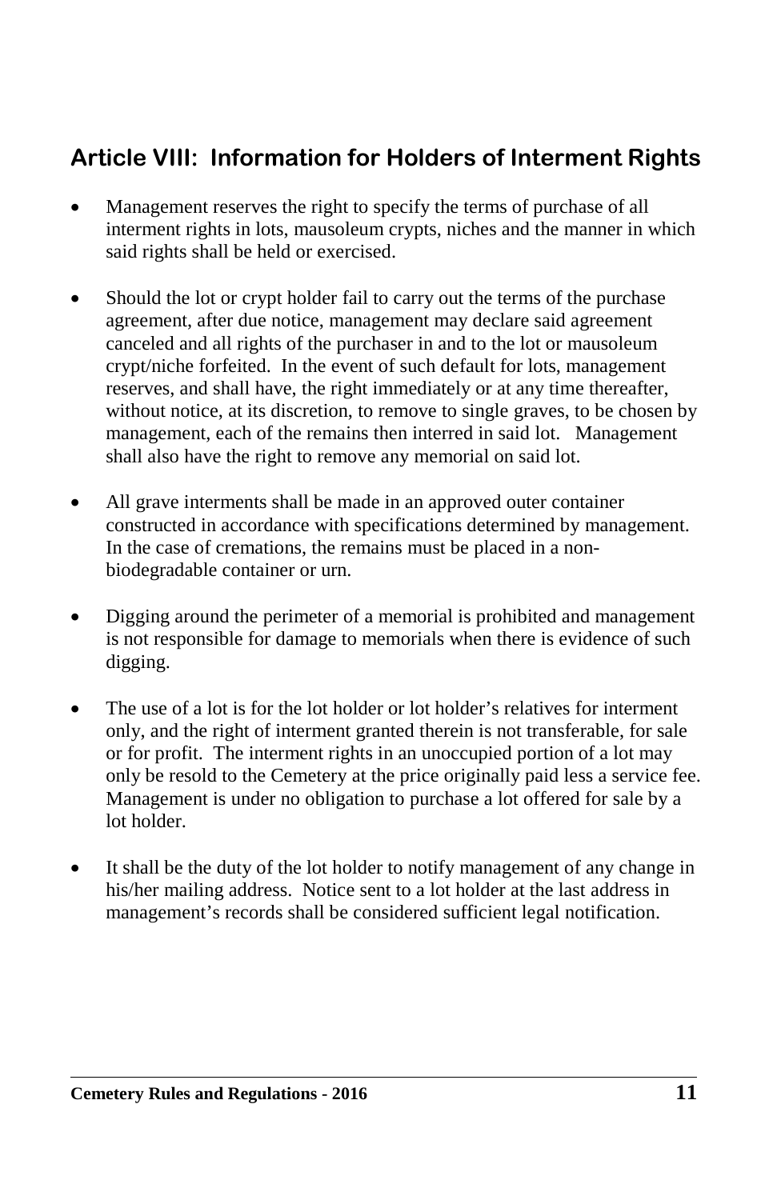## Article VIII: Information for Holders of Interment Rights

- Management reserves the right to specify the terms of purchase of all interment rights in lots, mausoleum crypts, niches and the manner in which said rights shall be held or exercised.

- Should the lot or crypt holder fail to carry out the terms of the purchase agreement, after due notice, management may declare said agreement canceled and all rights of the purchaser in and to the lot or mausoleum crypt/niche forfeited. In the event of such default for lots, management reserves, and shall have, the right immediately or at any time thereafter, without notice, at its discretion, to remove to single graves, to be chosen by management, each of the remains then interred in said lot. Management shall also have the right to remove any memorial on said lot.

- All grave interments shall be made in an approved outer container constructed in accordance with specifications determined by management. In the case of cremations, the remains must be placed in a non-biodegradable container or urn.

- Digging around the perimeter of a memorial is prohibited and management is not responsible for damage to memorials when there is evidence of such digging.

- The use of a lot is for the lot holder or lot holder's relatives for interment only, and the right of interment granted therein is not transferable, for sale or for profit. The interment rights in an unoccupied portion of a lot may only be resold to the Cemetery at the price originally paid less a service fee. Management is under no obligation to purchase a lot offered for sale by a lot holder.

- It shall be the duty of the lot holder to notify management of any change in his/her mailing address. Notice sent to a lot holder at the last address in management's records shall be considered sufficient legal notification.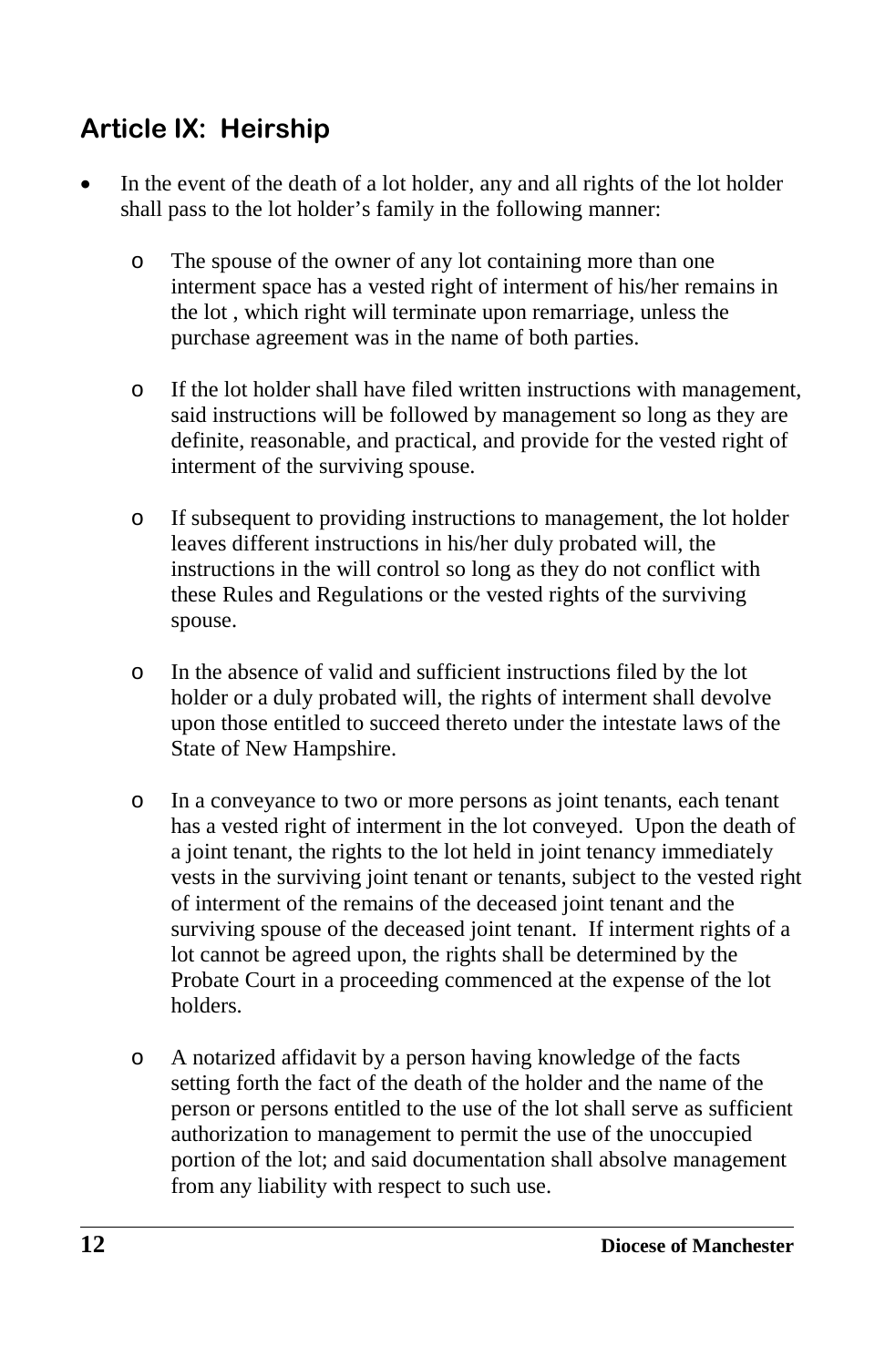## Article IX: Heirship

- In the event of the death of a lot holder, any and all rights of the lot holder shall pass to the lot holder's family in the following manner:
    - The spouse of the owner of any lot containing more than one interment space has a vested right of interment of his/her remains in the lot , which right will terminate upon remarriage, unless the purchase agreement was in the name of both parties.
    - If the lot holder shall have filed written instructions with management, said instructions will be followed by management so long as they are definite, reasonable, and practical, and provide for the vested right of interment of the surviving spouse.
    - If subsequent to providing instructions to management, the lot holder leaves different instructions in his/her duly probated will, the instructions in the will control so long as they do not conflict with these Rules and Regulations or the vested rights of the surviving spouse.
    - In the absence of valid and sufficient instructions filed by the lot holder or a duly probated will, the rights of interment shall devolve upon those entitled to succeed thereto under the intestate laws of the State of New Hampshire.
    - In a conveyance to two or more persons as joint tenants, each tenant has a vested right of interment in the lot conveyed. Upon the death of a joint tenant, the rights to the lot held in joint tenancy immediately vests in the surviving joint tenant or tenants, subject to the vested right of interment of the remains of the deceased joint tenant and the surviving spouse of the deceased joint tenant. If interment rights of a lot cannot be agreed upon, the rights shall be determined by the Probate Court in a proceeding commenced at the expense of the lot holders.
    - A notarized affidavit by a person having knowledge of the facts setting forth the fact of the death of the holder and the name of the person or persons entitled to the use of the lot shall serve as sufficient authorization to management to permit the use of the unoccupied portion of the lot; and said documentation shall absolve management from any liability with respect to such use.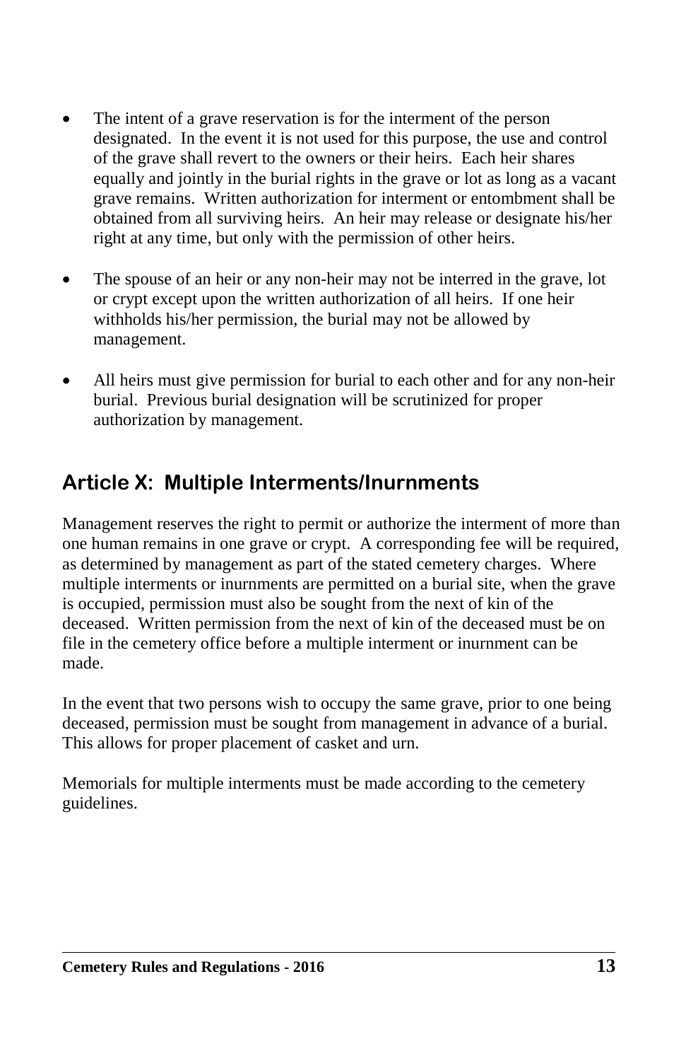- The intent of a grave reservation is for the interment of the person designated. In the event it is not used for this purpose, the use and control of the grave shall revert to the owners or their heirs. Each heir shares equally and jointly in the burial rights in the grave or lot as long as a vacant grave remains. Written authorization for interment or entombment shall be obtained from all surviving heirs. An heir may release or designate his/her right at any time, but only with the permission of other heirs.

- The spouse of an heir or any non-heir may not be interred in the grave, lot or crypt except upon the written authorization of all heirs. If one heir withholds his/her permission, the burial may not be allowed by management.

- All heirs must give permission for burial to each other and for any non-heir burial. Previous burial designation will be scrutinized for proper authorization by management.

## Article X: Multiple Interments/Inurnments

Management reserves the right to permit or authorize the interment of more than one human remains in one grave or crypt. A corresponding fee will be required, as determined by management as part of the stated cemetery charges. Where multiple interments or inurnments are permitted on a burial site, when the grave is occupied, permission must also be sought from the next of kin of the deceased. Written permission from the next of kin of the deceased must be on file in the cemetery office before a multiple interment or inurnment can be made.

In the event that two persons wish to occupy the same grave, prior to one being deceased, permission must be sought from management in advance of a burial. This allows for proper placement of casket and urn.

Memorials for multiple interments must be made according to the cemetery guidelines.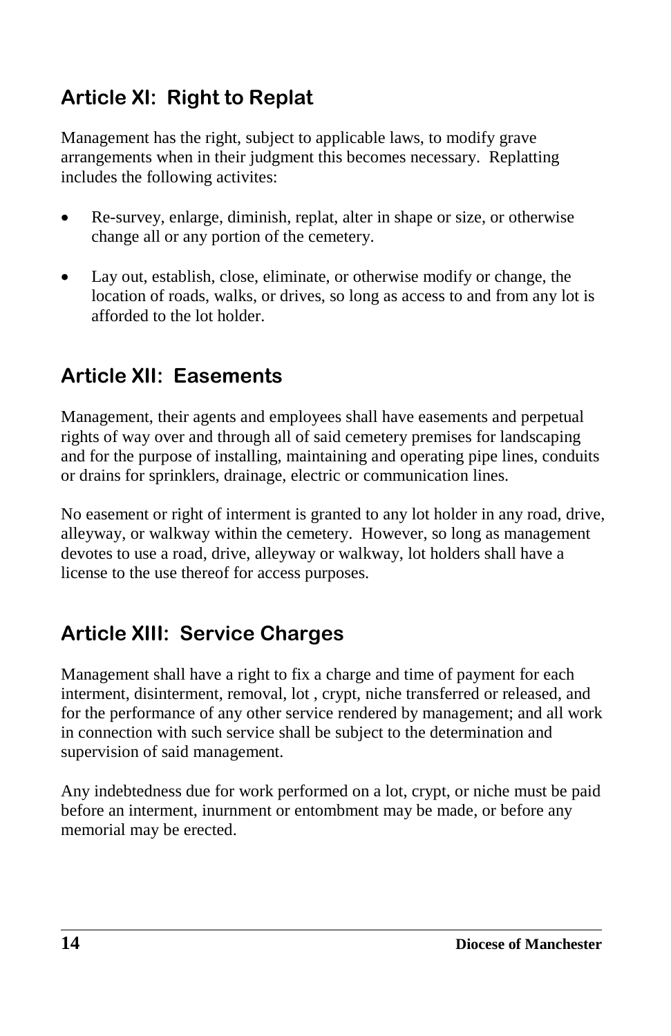## Article XI: Right to Replat

Management has the right, subject to applicable laws, to modify grave arrangements when in their judgment this becomes necessary. Replatting includes the following activites:

- Re-survey, enlarge, diminish, replat, alter in shape or size, or otherwise change all or any portion of the cemetery.
- Lay out, establish, close, eliminate, or otherwise modify or change, the location of roads, walks, or drives, so long as access to and from any lot is afforded to the lot holder.

## Article XII: Easements

Management, their agents and employees shall have easements and perpetual rights of way over and through all of said cemetery premises for landscaping and for the purpose of installing, maintaining and operating pipe lines, conduits or drains for sprinklers, drainage, electric or communication lines.

No easement or right of interment is granted to any lot holder in any road, drive, alleyway, or walkway within the cemetery. However, so long as management devotes to use a road, drive, alleyway or walkway, lot holders shall have a license to the use thereof for access purposes.

## Article XIII: Service Charges

Management shall have a right to fix a charge and time of payment for each interment, disinterment, removal, lot , crypt, niche transferred or released, and for the performance of any other service rendered by management; and all work in connection with such service shall be subject to the determination and supervision of said management.

Any indebtedness due for work performed on a lot, crypt, or niche must be paid before an interment, inurnment or entombment may be made, or before any memorial may be erected.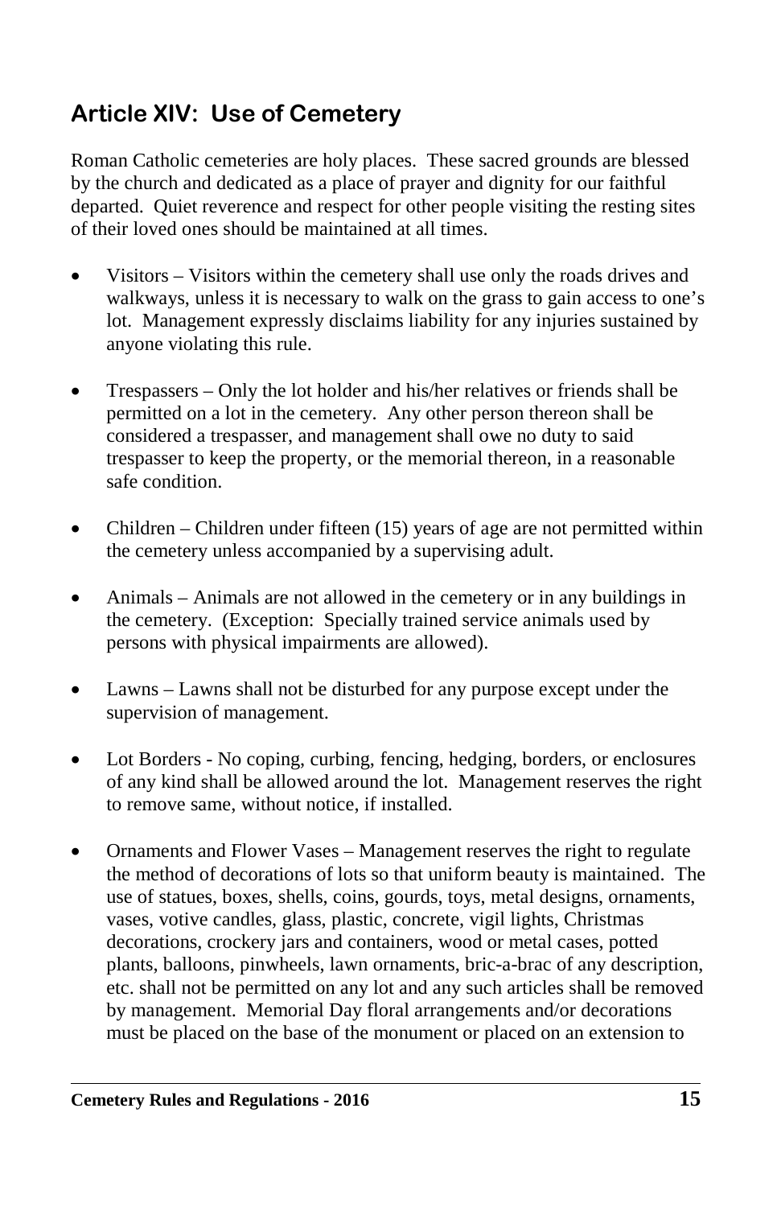## Article XIV: Use of Cemetery

Roman Catholic cemeteries are holy places. These sacred grounds are blessed by the church and dedicated as a place of prayer and dignity for our faithful departed. Quiet reverence and respect for other people visiting the resting sites of their loved ones should be maintained at all times.

- Visitors – Visitors within the cemetery shall use only the roads drives and walkways, unless it is necessary to walk on the grass to gain access to one's lot. Management expressly disclaims liability for any injuries sustained by anyone violating this rule.
- Trespassers – Only the lot holder and his/her relatives or friends shall be permitted on a lot in the cemetery. Any other person thereon shall be considered a trespasser, and management shall owe no duty to said trespasser to keep the property, or the memorial thereon, in a reasonable safe condition.
- Children – Children under fifteen (15) years of age are not permitted within the cemetery unless accompanied by a supervising adult.
- Animals – Animals are not allowed in the cemetery or in any buildings in the cemetery. (Exception: Specially trained service animals used by persons with physical impairments are allowed).
- Lawns – Lawns shall not be disturbed for any purpose except under the supervision of management.
- Lot Borders - No coping, curbing, fencing, hedging, borders, or enclosures of any kind shall be allowed around the lot. Management reserves the right to remove same, without notice, if installed.
- Ornaments and Flower Vases – Management reserves the right to regulate the method of decorations of lots so that uniform beauty is maintained. The use of statues, boxes, shells, coins, gourds, toys, metal designs, ornaments, vases, votive candles, glass, plastic, concrete, vigil lights, Christmas decorations, crockery jars and containers, wood or metal cases, potted plants, balloons, pinwheels, lawn ornaments, bric-a-brac of any description, etc. shall not be permitted on any lot and any such articles shall be removed by management. Memorial Day floral arrangements and/or decorations must be placed on the base of the monument or placed on an extension to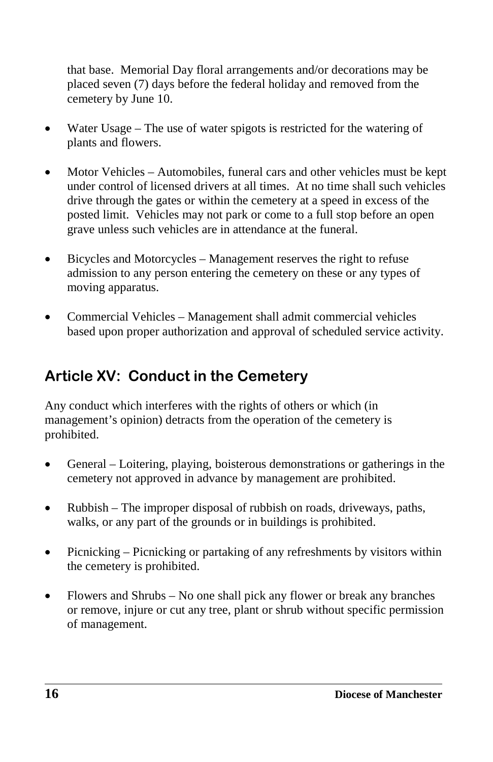that base. Memorial Day floral arrangements and/or decorations may be placed seven (7) days before the federal holiday and removed from the cemetery by June 10.

- Water Usage – The use of water spigots is restricted for the watering of plants and flowers.

- Motor Vehicles – Automobiles, funeral cars and other vehicles must be kept under control of licensed drivers at all times. At no time shall such vehicles drive through the gates or within the cemetery at a speed in excess of the posted limit. Vehicles may not park or come to a full stop before an open grave unless such vehicles are in attendance at the funeral.

- Bicycles and Motorcycles – Management reserves the right to refuse admission to any person entering the cemetery on these or any types of moving apparatus.

- Commercial Vehicles – Management shall admit commercial vehicles based upon proper authorization and approval of scheduled service activity.

## Article XV: Conduct in the Cemetery

Any conduct which interferes with the rights of others or which (in management's opinion) detracts from the operation of the cemetery is prohibited.

- General – Loitering, playing, boisterous demonstrations or gatherings in the cemetery not approved in advance by management are prohibited.

- Rubbish – The improper disposal of rubbish on roads, driveways, paths, walks, or any part of the grounds or in buildings is prohibited.

- Picnicking – Picnicking or partaking of any refreshments by visitors within the cemetery is prohibited.

- Flowers and Shrubs – No one shall pick any flower or break any branches or remove, injure or cut any tree, plant or shrub without specific permission of management.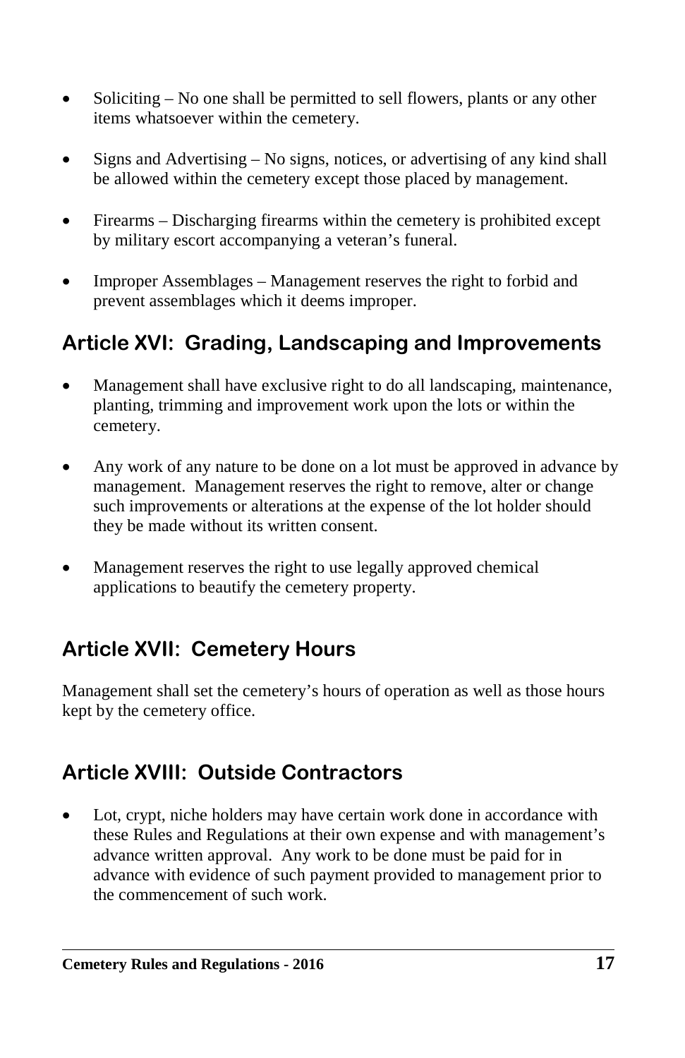- Soliciting – No one shall be permitted to sell flowers, plants or any other items whatsoever within the cemetery.

- Signs and Advertising – No signs, notices, or advertising of any kind shall be allowed within the cemetery except those placed by management.

- Firearms – Discharging firearms within the cemetery is prohibited except by military escort accompanying a veteran's funeral.

- Improper Assemblages – Management reserves the right to forbid and prevent assemblages which it deems improper.

## Article XVI: Grading, Landscaping and Improvements

- Management shall have exclusive right to do all landscaping, maintenance, planting, trimming and improvement work upon the lots or within the cemetery.

- Any work of any nature to be done on a lot must be approved in advance by management. Management reserves the right to remove, alter or change such improvements or alterations at the expense of the lot holder should they be made without its written consent.

- Management reserves the right to use legally approved chemical applications to beautify the cemetery property.

## Article XVII: Cemetery Hours

Management shall set the cemetery's hours of operation as well as those hours kept by the cemetery office.

## Article XVIII: Outside Contractors

- Lot, crypt, niche holders may have certain work done in accordance with these Rules and Regulations at their own expense and with management's advance written approval. Any work to be done must be paid for in advance with evidence of such payment provided to management prior to the commencement of such work.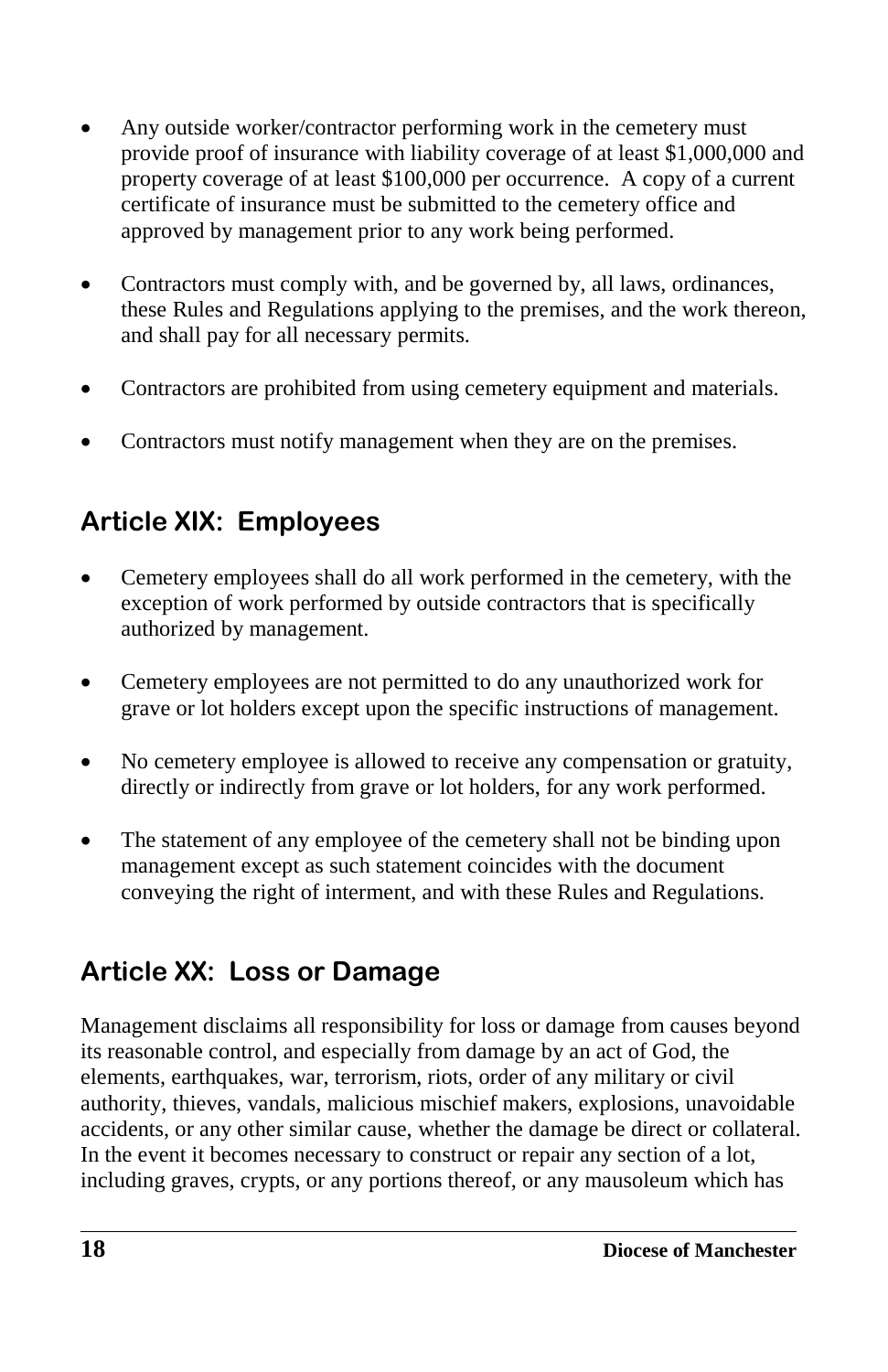- Any outside worker/contractor performing work in the cemetery must provide proof of insurance with liability coverage of at least $1,000,000 and property coverage of at least $100,000 per occurrence. A copy of a current certificate of insurance must be submitted to the cemetery office and approved by management prior to any work being performed.
- Contractors must comply with, and be governed by, all laws, ordinances, these Rules and Regulations applying to the premises, and the work thereon, and shall pay for all necessary permits.
- Contractors are prohibited from using cemetery equipment and materials.
- Contractors must notify management when they are on the premises.

## Article XIX: Employees

- Cemetery employees shall do all work performed in the cemetery, with the exception of work performed by outside contractors that is specifically authorized by management.
- Cemetery employees are not permitted to do any unauthorized work for grave or lot holders except upon the specific instructions of management.
- No cemetery employee is allowed to receive any compensation or gratuity, directly or indirectly from grave or lot holders, for any work performed.
- The statement of any employee of the cemetery shall not be binding upon management except as such statement coincides with the document conveying the right of interment, and with these Rules and Regulations.

## Article XX: Loss or Damage

Management disclaims all responsibility for loss or damage from causes beyond its reasonable control, and especially from damage by an act of God, the elements, earthquakes, war, terrorism, riots, order of any military or civil authority, thieves, vandals, malicious mischief makers, explosions, unavoidable accidents, or any other similar cause, whether the damage be direct or collateral. In the event it becomes necessary to construct or repair any section of a lot, including graves, crypts, or any portions thereof, or any mausoleum which has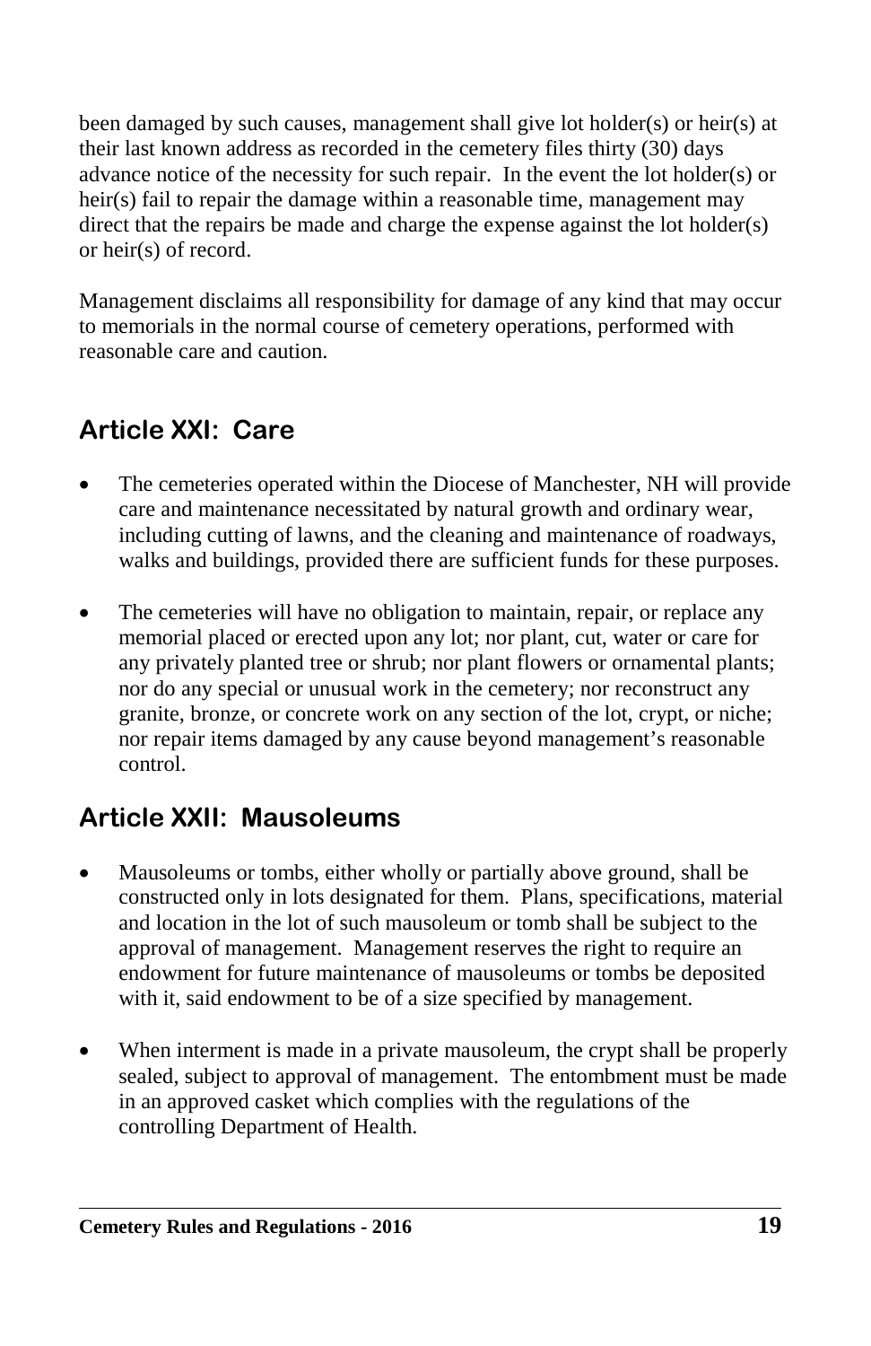been damaged by such causes, management shall give lot holder(s) or heir(s) at their last known address as recorded in the cemetery files thirty (30) days advance notice of the necessity for such repair. In the event the lot holder(s) or heir(s) fail to repair the damage within a reasonable time, management may direct that the repairs be made and charge the expense against the lot holder(s) or heir(s) of record.

Management disclaims all responsibility for damage of any kind that may occur to memorials in the normal course of cemetery operations, performed with reasonable care and caution.

## Article XXI: Care

- The cemeteries operated within the Diocese of Manchester, NH will provide care and maintenance necessitated by natural growth and ordinary wear, including cutting of lawns, and the cleaning and maintenance of roadways, walks and buildings, provided there are sufficient funds for these purposes.

- The cemeteries will have no obligation to maintain, repair, or replace any memorial placed or erected upon any lot; nor plant, cut, water or care for any privately planted tree or shrub; nor plant flowers or ornamental plants; nor do any special or unusual work in the cemetery; nor reconstruct any granite, bronze, or concrete work on any section of the lot, crypt, or niche; nor repair items damaged by any cause beyond management's reasonable control.

## Article XXII: Mausoleums

- Mausoleums or tombs, either wholly or partially above ground, shall be constructed only in lots designated for them. Plans, specifications, material and location in the lot of such mausoleum or tomb shall be subject to the approval of management. Management reserves the right to require an endowment for future maintenance of mausoleums or tombs be deposited with it, said endowment to be of a size specified by management.

- When interment is made in a private mausoleum, the crypt shall be properly sealed, subject to approval of management. The entombment must be made in an approved casket which complies with the regulations of the controlling Department of Health.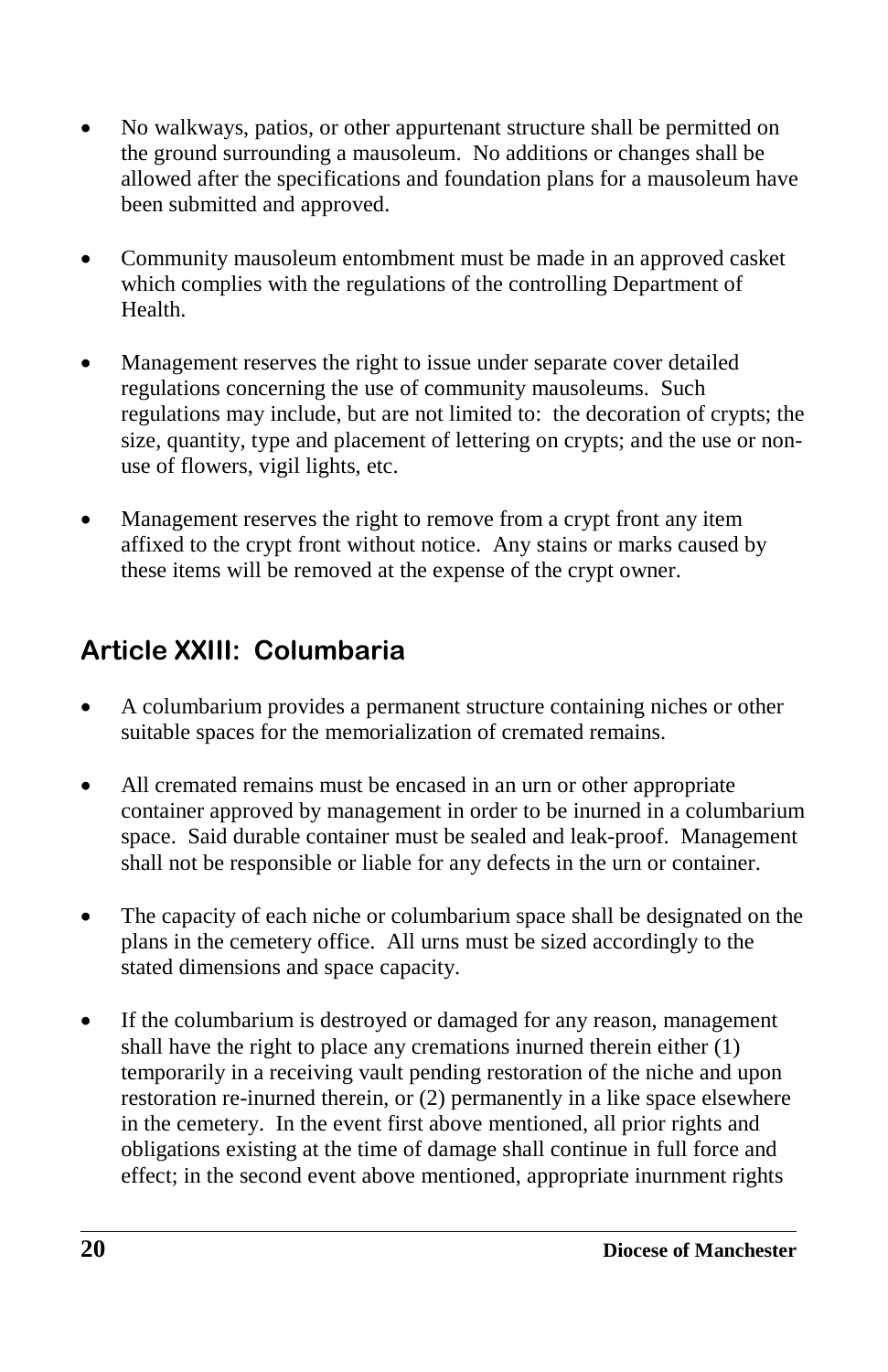- No walkways, patios, or other appurtenant structure shall be permitted on the ground surrounding a mausoleum. No additions or changes shall be allowed after the specifications and foundation plans for a mausoleum have been submitted and approved.

- Community mausoleum entombment must be made in an approved casket which complies with the regulations of the controlling Department of Health.

- Management reserves the right to issue under separate cover detailed regulations concerning the use of community mausoleums. Such regulations may include, but are not limited to: the decoration of crypts; the size, quantity, type and placement of lettering on crypts; and the use or non-use of flowers, vigil lights, etc.

- Management reserves the right to remove from a crypt front any item affixed to the crypt front without notice. Any stains or marks caused by these items will be removed at the expense of the crypt owner.

## Article XXIII: Columbaria

- A columbarium provides a permanent structure containing niches or other suitable spaces for the memorialization of cremated remains.

- All cremated remains must be encased in an urn or other appropriate container approved by management in order to be inurned in a columbarium space. Said durable container must be sealed and leak-proof. Management shall not be responsible or liable for any defects in the urn or container.

- The capacity of each niche or columbarium space shall be designated on the plans in the cemetery office. All urns must be sized accordingly to the stated dimensions and space capacity.

- If the columbarium is destroyed or damaged for any reason, management shall have the right to place any cremations inurned therein either (1) temporarily in a receiving vault pending restoration of the niche and upon restoration re-inurned therein, or (2) permanently in a like space elsewhere in the cemetery. In the event first above mentioned, all prior rights and obligations existing at the time of damage shall continue in full force and effect; in the second event above mentioned, appropriate inurnment rights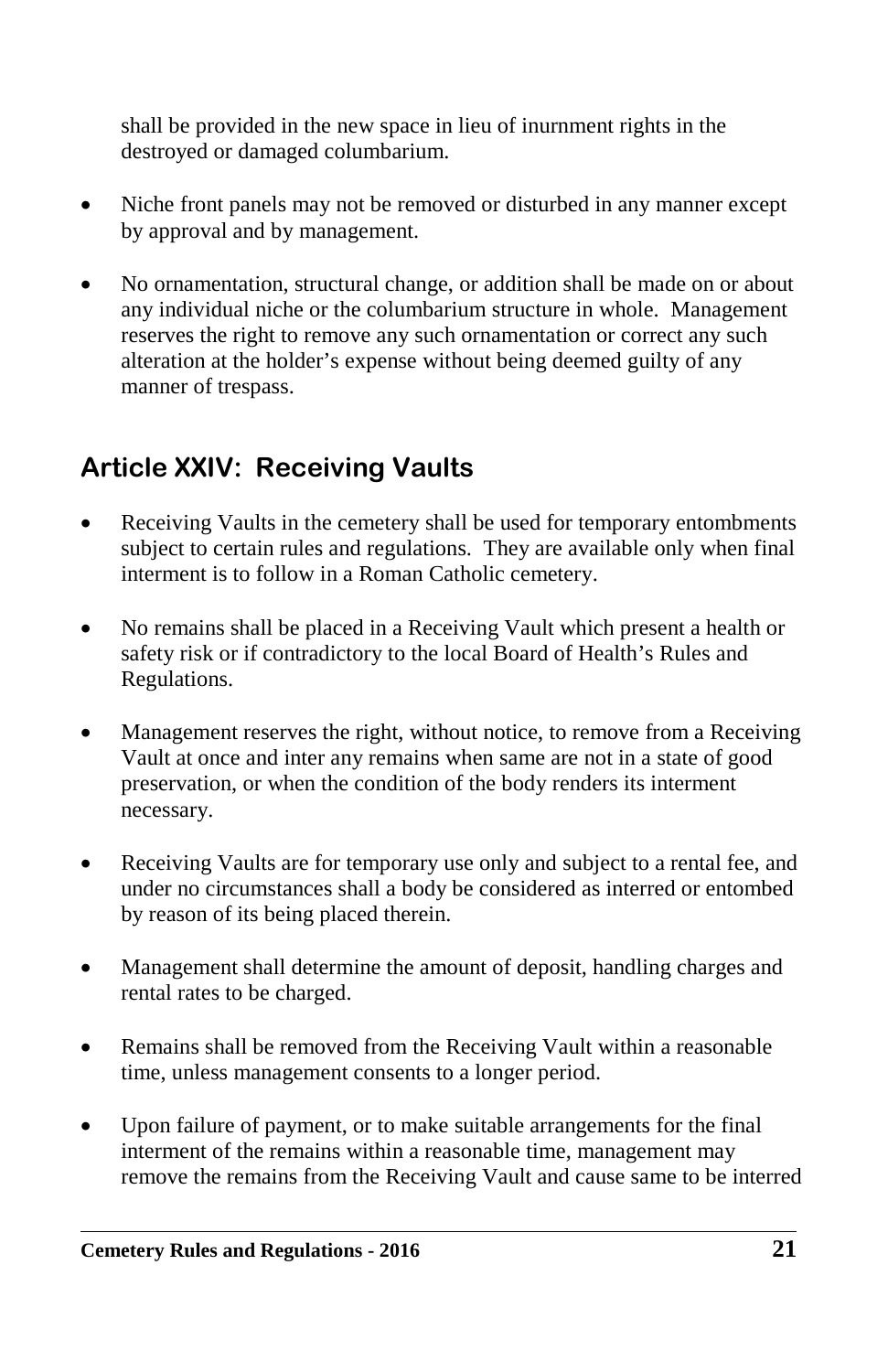shall be provided in the new space in lieu of inurnment rights in the destroyed or damaged columbarium.

- Niche front panels may not be removed or disturbed in any manner except by approval and by management.
- No ornamentation, structural change, or addition shall be made on or about any individual niche or the columbarium structure in whole. Management reserves the right to remove any such ornamentation or correct any such alteration at the holder's expense without being deemed guilty of any manner of trespass.

## Article XXIV: Receiving Vaults

- Receiving Vaults in the cemetery shall be used for temporary entombments subject to certain rules and regulations. They are available only when final interment is to follow in a Roman Catholic cemetery.
- No remains shall be placed in a Receiving Vault which present a health or safety risk or if contradictory to the local Board of Health's Rules and Regulations.
- Management reserves the right, without notice, to remove from a Receiving Vault at once and inter any remains when same are not in a state of good preservation, or when the condition of the body renders its interment necessary.
- Receiving Vaults are for temporary use only and subject to a rental fee, and under no circumstances shall a body be considered as interred or entombed by reason of its being placed therein.
- Management shall determine the amount of deposit, handling charges and rental rates to be charged.
- Remains shall be removed from the Receiving Vault within a reasonable time, unless management consents to a longer period.
- Upon failure of payment, or to make suitable arrangements for the final interment of the remains within a reasonable time, management may remove the remains from the Receiving Vault and cause same to be interred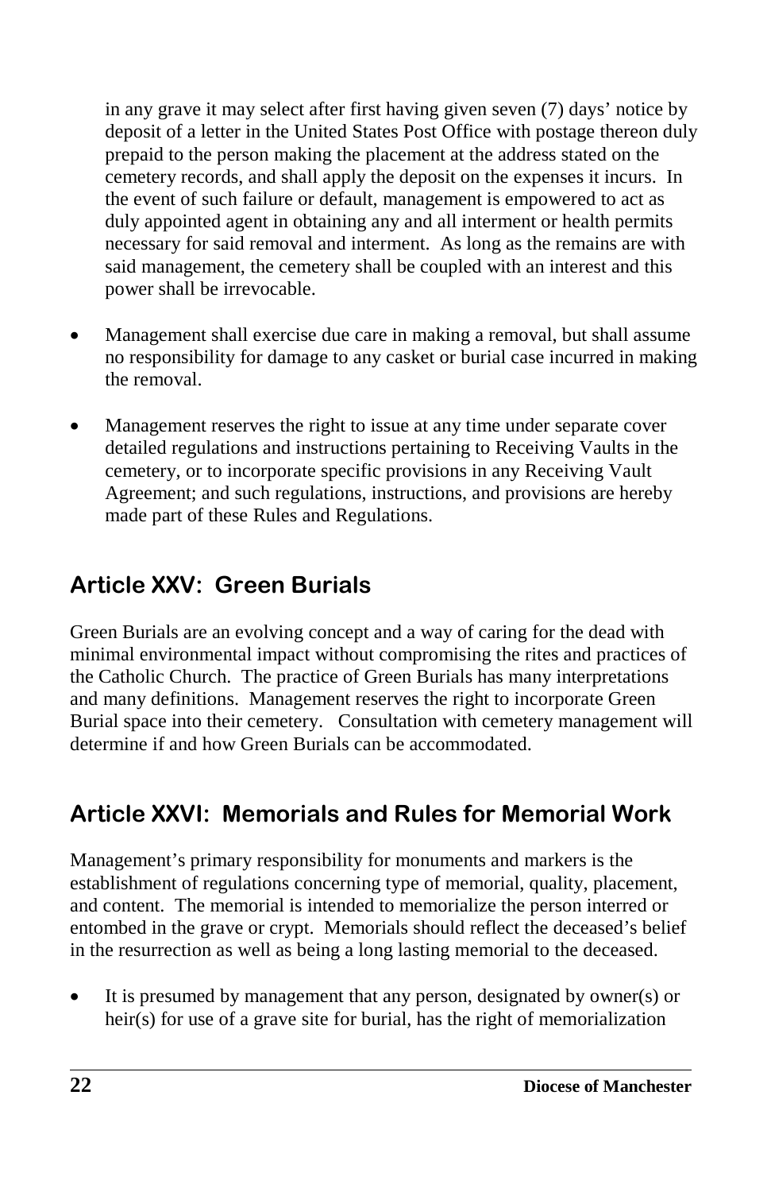in any grave it may select after first having given seven (7) days' notice by deposit of a letter in the United States Post Office with postage thereon duly prepaid to the person making the placement at the address stated on the cemetery records, and shall apply the deposit on the expenses it incurs. In the event of such failure or default, management is empowered to act as duly appointed agent in obtaining any and all interment or health permits necessary for said removal and interment. As long as the remains are with said management, the cemetery shall be coupled with an interest and this power shall be irrevocable.

- Management shall exercise due care in making a removal, but shall assume no responsibility for damage to any casket or burial case incurred in making the removal.
- Management reserves the right to issue at any time under separate cover detailed regulations and instructions pertaining to Receiving Vaults in the cemetery, or to incorporate specific provisions in any Receiving Vault Agreement; and such regulations, instructions, and provisions are hereby made part of these Rules and Regulations.

## Article XXV: Green Burials

Green Burials are an evolving concept and a way of caring for the dead with minimal environmental impact without compromising the rites and practices of the Catholic Church. The practice of Green Burials has many interpretations and many definitions. Management reserves the right to incorporate Green Burial space into their cemetery. Consultation with cemetery management will determine if and how Green Burials can be accommodated.

## Article XXVI: Memorials and Rules for Memorial Work

Management's primary responsibility for monuments and markers is the establishment of regulations concerning type of memorial, quality, placement, and content. The memorial is intended to memorialize the person interred or entombed in the grave or crypt. Memorials should reflect the deceased's belief in the resurrection as well as being a long lasting memorial to the deceased.

- It is presumed by management that any person, designated by owner(s) or heir(s) for use of a grave site for burial, has the right of memorialization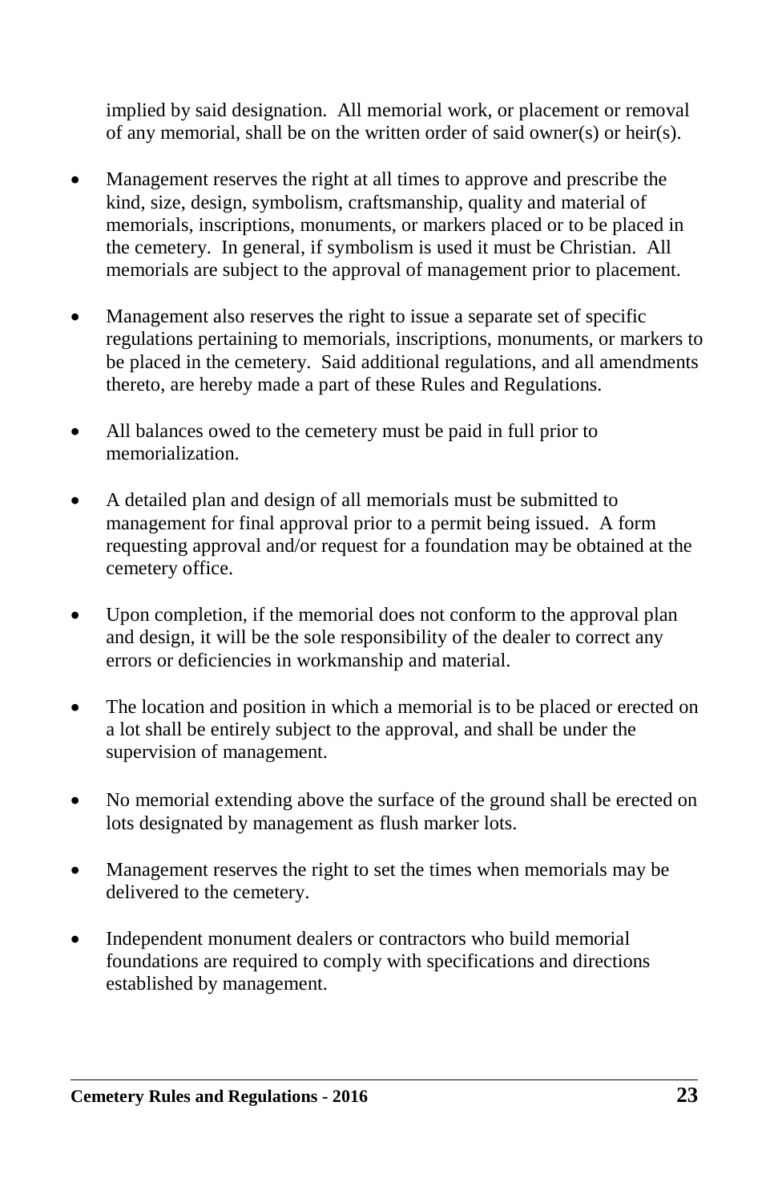implied by said designation. All memorial work, or placement or removal of any memorial, shall be on the written order of said owner(s) or heir(s).

- Management reserves the right at all times to approve and prescribe the kind, size, design, symbolism, craftsmanship, quality and material of memorials, inscriptions, monuments, or markers placed or to be placed in the cemetery. In general, if symbolism is used it must be Christian. All memorials are subject to the approval of management prior to placement.

- Management also reserves the right to issue a separate set of specific regulations pertaining to memorials, inscriptions, monuments, or markers to be placed in the cemetery. Said additional regulations, and all amendments thereto, are hereby made a part of these Rules and Regulations.

- All balances owed to the cemetery must be paid in full prior to memorialization.

- A detailed plan and design of all memorials must be submitted to management for final approval prior to a permit being issued. A form requesting approval and/or request for a foundation may be obtained at the cemetery office.

- Upon completion, if the memorial does not conform to the approval plan and design, it will be the sole responsibility of the dealer to correct any errors or deficiencies in workmanship and material.

- The location and position in which a memorial is to be placed or erected on a lot shall be entirely subject to the approval, and shall be under the supervision of management.

- No memorial extending above the surface of the ground shall be erected on lots designated by management as flush marker lots.

- Management reserves the right to set the times when memorials may be delivered to the cemetery.

- Independent monument dealers or contractors who build memorial foundations are required to comply with specifications and directions established by management.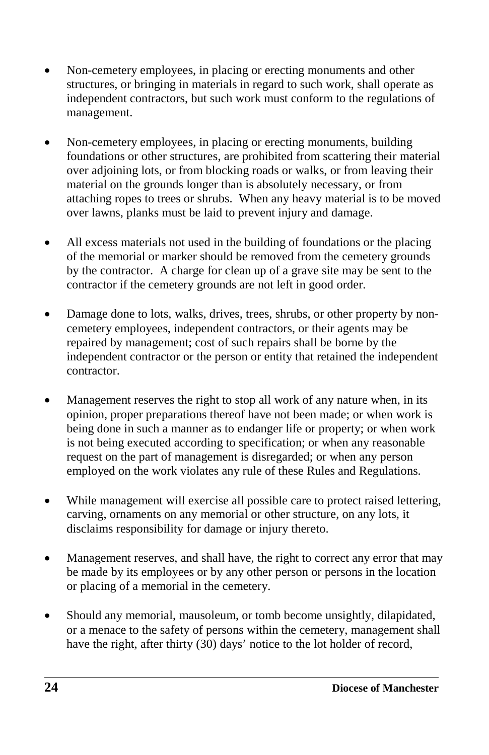- Non-cemetery employees, in placing or erecting monuments and other structures, or bringing in materials in regard to such work, shall operate as independent contractors, but such work must conform to the regulations of management.

- Non-cemetery employees, in placing or erecting monuments, building foundations or other structures, are prohibited from scattering their material over adjoining lots, or from blocking roads or walks, or from leaving their material on the grounds longer than is absolutely necessary, or from attaching ropes to trees or shrubs. When any heavy material is to be moved over lawns, planks must be laid to prevent injury and damage.

- All excess materials not used in the building of foundations or the placing of the memorial or marker should be removed from the cemetery grounds by the contractor. A charge for clean up of a grave site may be sent to the contractor if the cemetery grounds are not left in good order.

- Damage done to lots, walks, drives, trees, shrubs, or other property by non-cemetery employees, independent contractors, or their agents may be repaired by management; cost of such repairs shall be borne by the independent contractor or the person or entity that retained the independent contractor.

- Management reserves the right to stop all work of any nature when, in its opinion, proper preparations thereof have not been made; or when work is being done in such a manner as to endanger life or property; or when work is not being executed according to specification; or when any reasonable request on the part of management is disregarded; or when any person employed on the work violates any rule of these Rules and Regulations.

- While management will exercise all possible care to protect raised lettering, carving, ornaments on any memorial or other structure, on any lots, it disclaims responsibility for damage or injury thereto.

- Management reserves, and shall have, the right to correct any error that may be made by its employees or by any other person or persons in the location or placing of a memorial in the cemetery.

- Should any memorial, mausoleum, or tomb become unsightly, dilapidated, or a menace to the safety of persons within the cemetery, management shall have the right, after thirty (30) days' notice to the lot holder of record,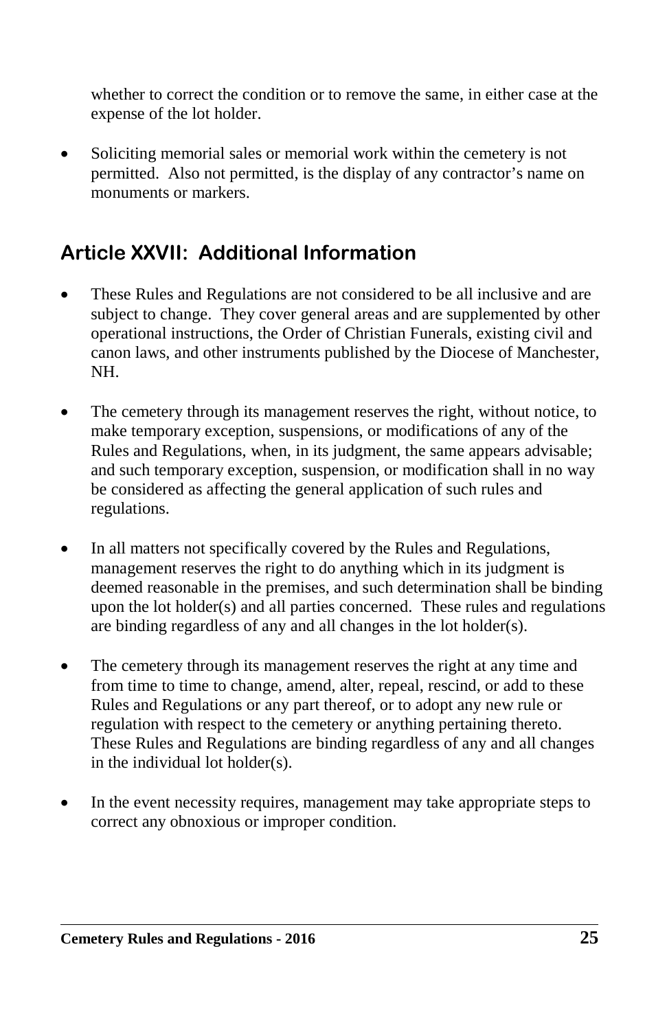whether to correct the condition or to remove the same, in either case at the expense of the lot holder.

- Soliciting memorial sales or memorial work within the cemetery is not permitted. Also not permitted, is the display of any contractor's name on monuments or markers.

## Article XXVII: Additional Information

- These Rules and Regulations are not considered to be all inclusive and are subject to change. They cover general areas and are supplemented by other operational instructions, the Order of Christian Funerals, existing civil and canon laws, and other instruments published by the Diocese of Manchester, NH.

- The cemetery through its management reserves the right, without notice, to make temporary exception, suspensions, or modifications of any of the Rules and Regulations, when, in its judgment, the same appears advisable; and such temporary exception, suspension, or modification shall in no way be considered as affecting the general application of such rules and regulations.

- In all matters not specifically covered by the Rules and Regulations, management reserves the right to do anything which in its judgment is deemed reasonable in the premises, and such determination shall be binding upon the lot holder(s) and all parties concerned. These rules and regulations are binding regardless of any and all changes in the lot holder(s).

- The cemetery through its management reserves the right at any time and from time to time to change, amend, alter, repeal, rescind, or add to these Rules and Regulations or any part thereof, or to adopt any new rule or regulation with respect to the cemetery or anything pertaining thereto. These Rules and Regulations are binding regardless of any and all changes in the individual lot holder(s).

- In the event necessity requires, management may take appropriate steps to correct any obnoxious or improper condition.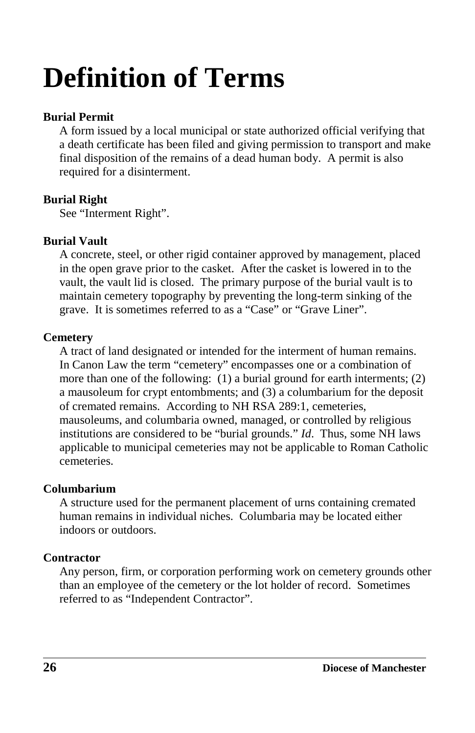# Definition of Terms

**Burial Permit**

A form issued by a local municipal or state authorized official verifying that a death certificate has been filed and giving permission to transport and make final disposition of the remains of a dead human body. A permit is also required for a disinterment.

**Burial Right**

See “Interment Right”.

**Burial Vault**

A concrete, steel, or other rigid container approved by management, placed in the open grave prior to the casket. After the casket is lowered in to the vault, the vault lid is closed. The primary purpose of the burial vault is to maintain cemetery topography by preventing the long-term sinking of the grave. It is sometimes referred to as a “Case” or “Grave Liner”.

**Cemetery**

A tract of land designated or intended for the interment of human remains. In Canon Law the term “cemetery” encompasses one or a combination of more than one of the following: (1) a burial ground for earth interments; (2) a mausoleum for crypt entombments; and (3) a columbarium for the deposit of cremated remains. According to NH RSA 289:1, cemeteries, mausoleums, and columbaria owned, managed, or controlled by religious institutions are considered to be “burial grounds.” *Id*. Thus, some NH laws applicable to municipal cemeteries may not be applicable to Roman Catholic cemeteries.

**Columbarium**

A structure used for the permanent placement of urns containing cremated human remains in individual niches. Columbaria may be located either indoors or outdoors.

**Contractor**

Any person, firm, or corporation performing work on cemetery grounds other than an employee of the cemetery or the lot holder of record. Sometimes referred to as “Independent Contractor”.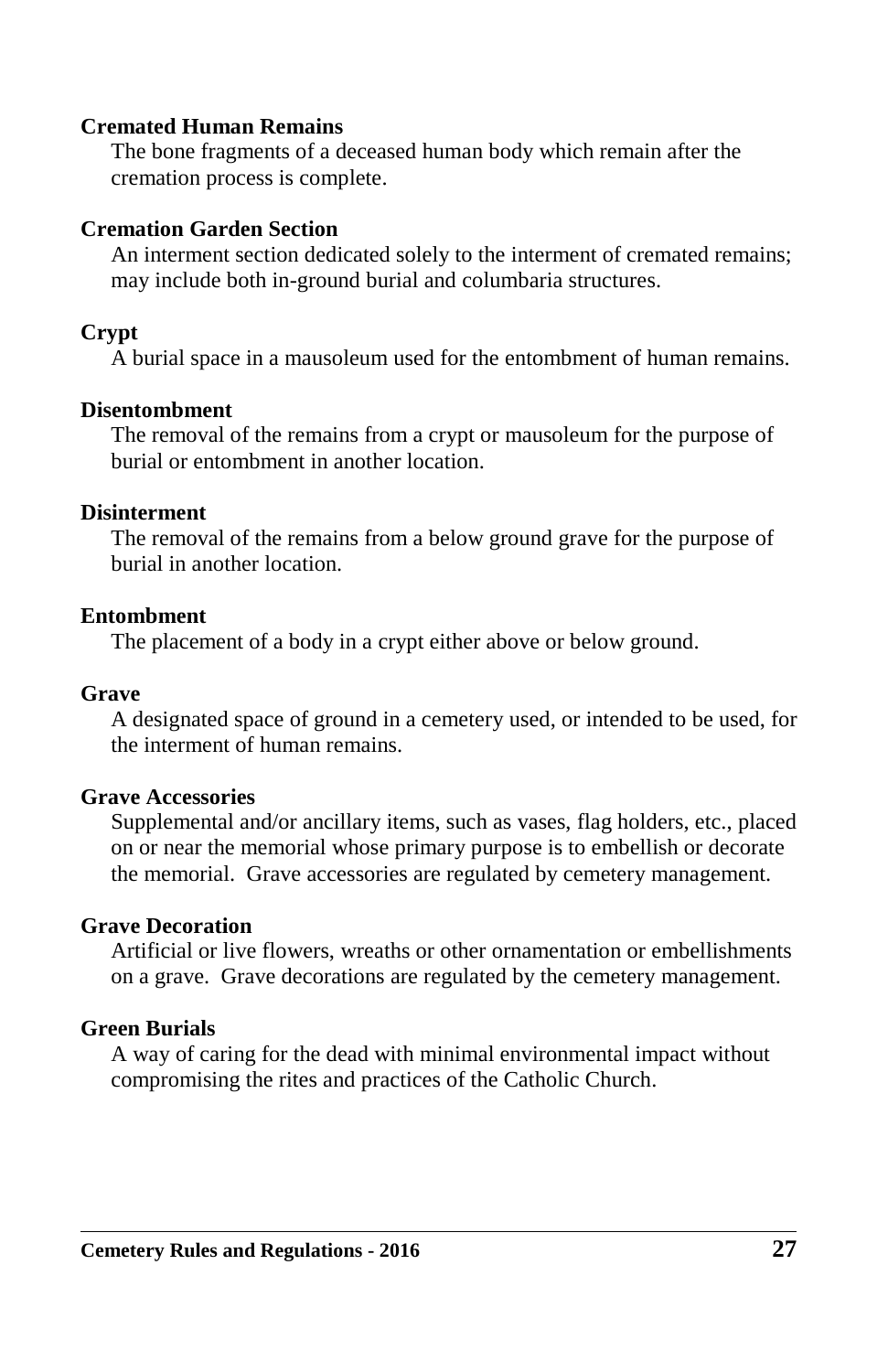**Cremated Human Remains**

The bone fragments of a deceased human body which remain after the cremation process is complete.

**Cremation Garden Section**

An interment section dedicated solely to the interment of cremated remains; may include both in-ground burial and columbaria structures.

**Crypt**

A burial space in a mausoleum used for the entombment of human remains.

**Disentombment**

The removal of the remains from a crypt or mausoleum for the purpose of burial or entombment in another location.

**Disinterment**

The removal of the remains from a below ground grave for the purpose of burial in another location.

**Entombment**

The placement of a body in a crypt either above or below ground.

**Grave**

A designated space of ground in a cemetery used, or intended to be used, for the interment of human remains.

**Grave Accessories**

Supplemental and/or ancillary items, such as vases, flag holders, etc., placed on or near the memorial whose primary purpose is to embellish or decorate the memorial. Grave accessories are regulated by cemetery management.

**Grave Decoration**

Artificial or live flowers, wreaths or other ornamentation or embellishments on a grave. Grave decorations are regulated by the cemetery management.

**Green Burials**

A way of caring for the dead with minimal environmental impact without compromising the rites and practices of the Catholic Church.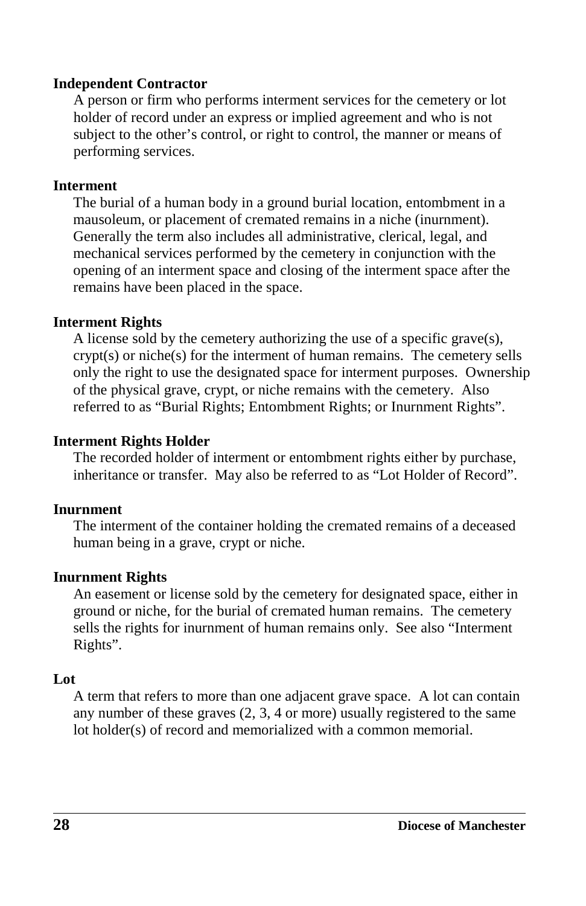**Independent Contractor**

A person or firm who performs interment services for the cemetery or lot holder of record under an express or implied agreement and who is not subject to the other's control, or right to control, the manner or means of performing services.

**Interment**

The burial of a human body in a ground burial location, entombment in a mausoleum, or placement of cremated remains in a niche (inurnment). Generally the term also includes all administrative, clerical, legal, and mechanical services performed by the cemetery in conjunction with the opening of an interment space and closing of the interment space after the remains have been placed in the space.

**Interment Rights**

A license sold by the cemetery authorizing the use of a specific grave(s), crypt(s) or niche(s) for the interment of human remains. The cemetery sells only the right to use the designated space for interment purposes. Ownership of the physical grave, crypt, or niche remains with the cemetery. Also referred to as "Burial Rights; Entombment Rights; or Inurnment Rights".

**Interment Rights Holder**

The recorded holder of interment or entombment rights either by purchase, inheritance or transfer. May also be referred to as "Lot Holder of Record".

**Inurnment**

The interment of the container holding the cremated remains of a deceased human being in a grave, crypt or niche.

**Inurnment Rights**

An easement or license sold by the cemetery for designated space, either in ground or niche, for the burial of cremated human remains. The cemetery sells the rights for inurnment of human remains only. See also "Interment Rights".

**Lot**

A term that refers to more than one adjacent grave space. A lot can contain any number of these graves (2, 3, 4 or more) usually registered to the same lot holder(s) of record and memorialized with a common memorial.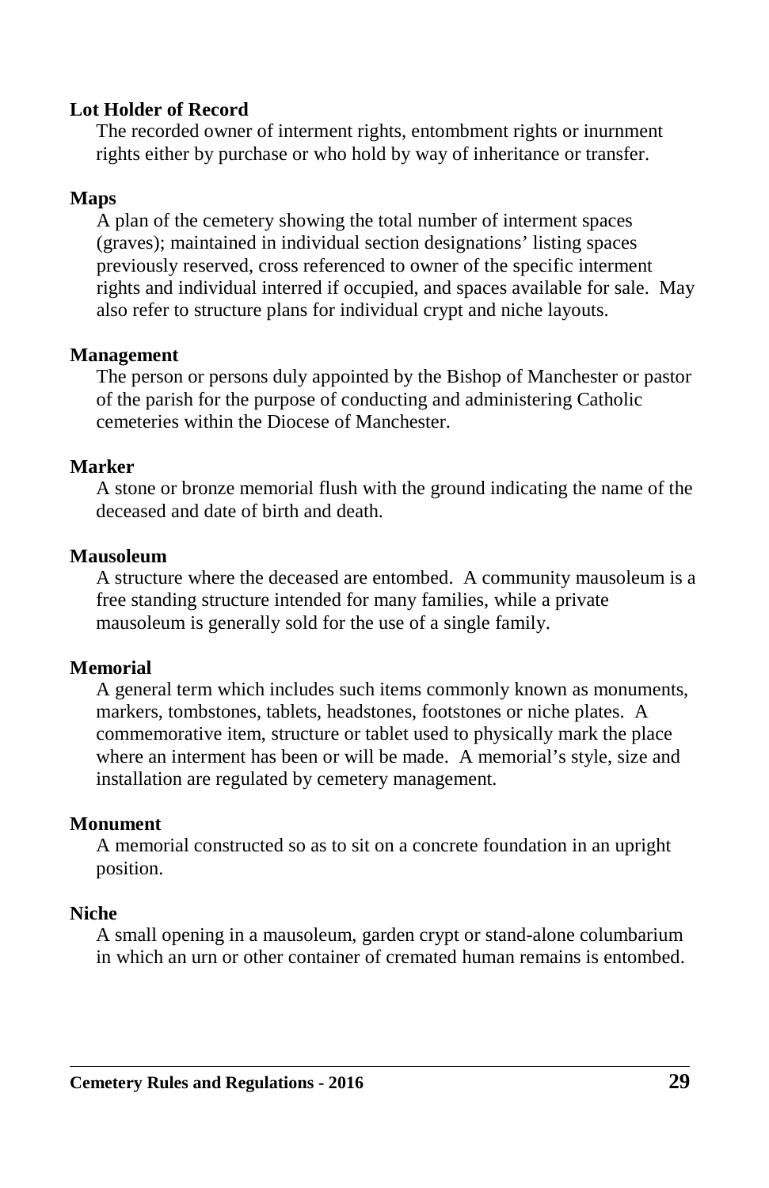**Lot Holder of Record**

The recorded owner of interment rights, entombment rights or inurnment rights either by purchase or who hold by way of inheritance or transfer.

**Maps**

A plan of the cemetery showing the total number of interment spaces (graves); maintained in individual section designations' listing spaces previously reserved, cross referenced to owner of the specific interment rights and individual interred if occupied, and spaces available for sale. May also refer to structure plans for individual crypt and niche layouts.

**Management**

The person or persons duly appointed by the Bishop of Manchester or pastor of the parish for the purpose of conducting and administering Catholic cemeteries within the Diocese of Manchester.

**Marker**

A stone or bronze memorial flush with the ground indicating the name of the deceased and date of birth and death.

**Mausoleum**

A structure where the deceased are entombed. A community mausoleum is a free standing structure intended for many families, while a private mausoleum is generally sold for the use of a single family.

**Memorial**

A general term which includes such items commonly known as monuments, markers, tombstones, tablets, headstones, footstones or niche plates. A commemorative item, structure or tablet used to physically mark the place where an interment has been or will be made. A memorial's style, size and installation are regulated by cemetery management.

**Monument**

A memorial constructed so as to sit on a concrete foundation in an upright position.

**Niche**

A small opening in a mausoleum, garden crypt or stand-alone columbarium in which an urn or other container of cremated human remains is entombed.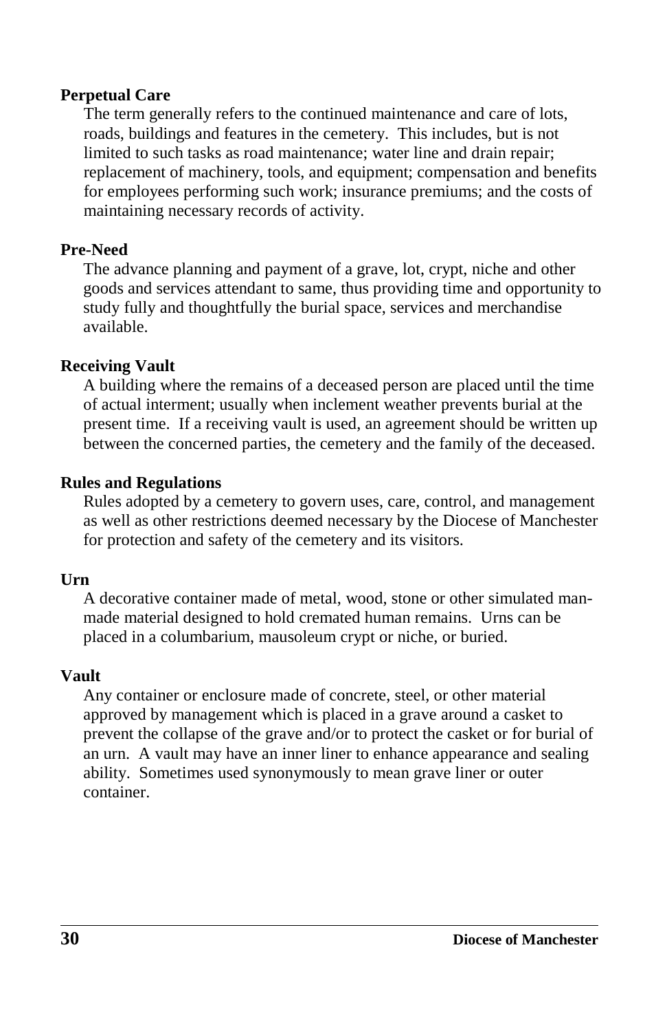**Perpetual Care**

The term generally refers to the continued maintenance and care of lots, roads, buildings and features in the cemetery. This includes, but is not limited to such tasks as road maintenance; water line and drain repair; replacement of machinery, tools, and equipment; compensation and benefits for employees performing such work; insurance premiums; and the costs of maintaining necessary records of activity.

**Pre-Need**

The advance planning and payment of a grave, lot, crypt, niche and other goods and services attendant to same, thus providing time and opportunity to study fully and thoughtfully the burial space, services and merchandise available.

**Receiving Vault**

A building where the remains of a deceased person are placed until the time of actual interment; usually when inclement weather prevents burial at the present time. If a receiving vault is used, an agreement should be written up between the concerned parties, the cemetery and the family of the deceased.

**Rules and Regulations**

Rules adopted by a cemetery to govern uses, care, control, and management as well as other restrictions deemed necessary by the Diocese of Manchester for protection and safety of the cemetery and its visitors.

**Urn**

A decorative container made of metal, wood, stone or other simulated man-made material designed to hold cremated human remains. Urns can be placed in a columbarium, mausoleum crypt or niche, or buried.

**Vault**

Any container or enclosure made of concrete, steel, or other material approved by management which is placed in a grave around a casket to prevent the collapse of the grave and/or to protect the casket or for burial of an urn. A vault may have an inner liner to enhance appearance and sealing ability. Sometimes used synonymously to mean grave liner or outer container.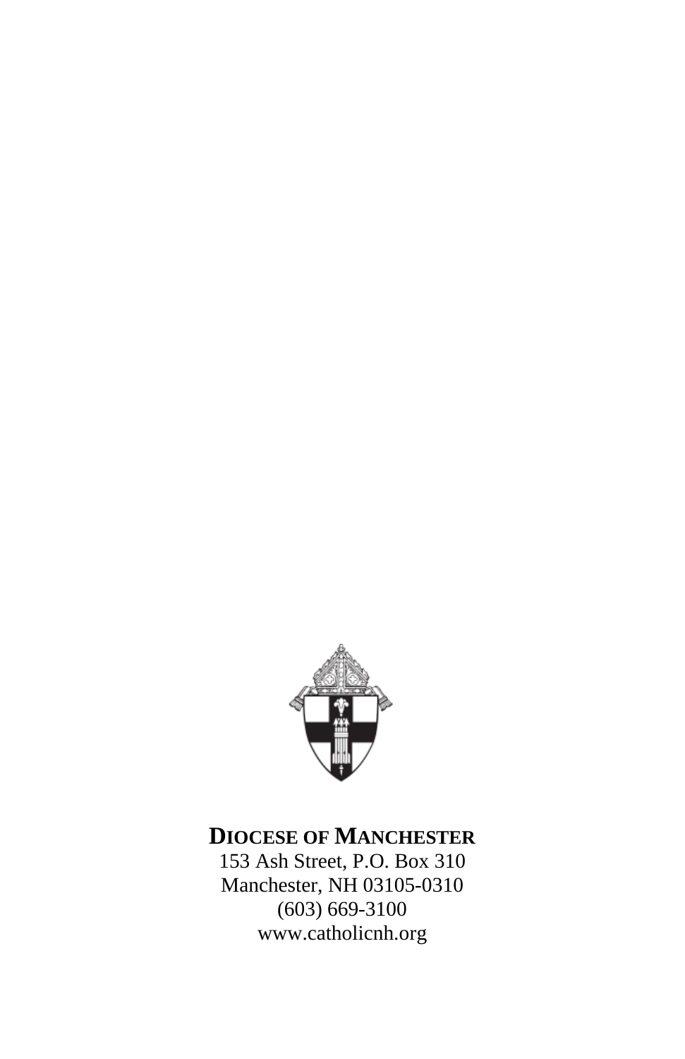**DIOCESE OF MANCHESTER**

153 Ash Street, P.O. Box 310
Manchester, NH 03105-0310
(603) 669-3100
www.catholicnh.org